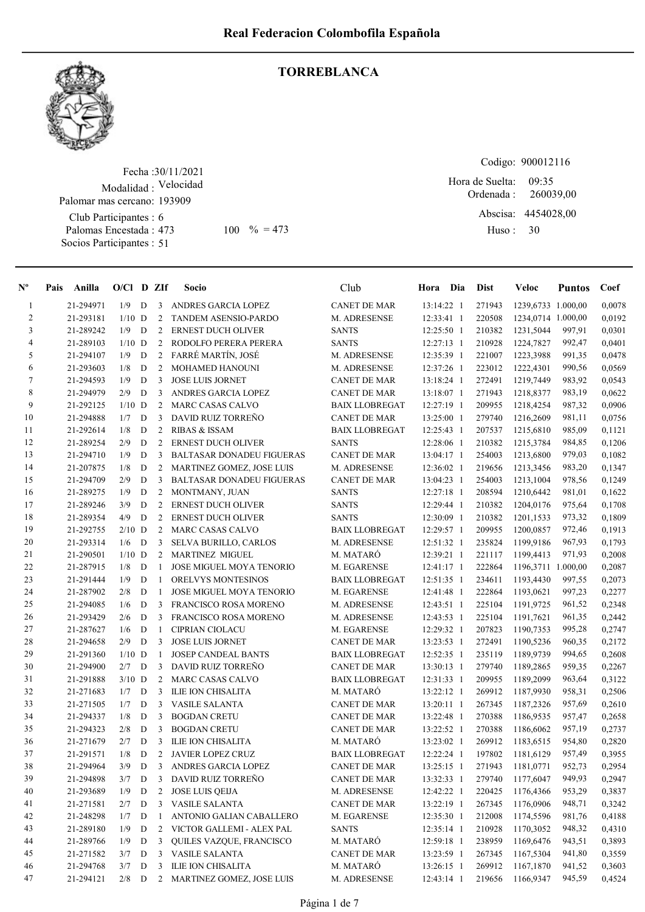# Real Federacion Colombofila Española

## TORREBLANCA

Fecha :30/11/2021
Modalidad : Velocidad
Palomar mas cercano: 193909
Club Participantes : 6
Palomas Encestada : 473 100 % = 473
Socios Participantes : 51

Codigo: 900012116
Hora de Suelta: 09:35
Ordenada : 260039,00
Abscisa: 4454028,00
Huso : 30

| Nº | Pais | Anilla | O/Cl | D | ZIf | Socio | Club | Hora Dia | Dist | Veloc | Puntos | Coef |
|---|---|---|---|---|---|---|---|---|---|---|---|---|
| 1 | | 21-294971 | 1/9 | D | 3 | ANDRES GARCIA LOPEZ | CANET DE MAR | 13:14:22 1 | 271943 | 1239,6733 | 1.000,00 | 0,0078 |
| 2 | | 21-293181 | 1/10 | D | 2 | TANDEM ASENSIO-PARDO | M. ADRESENSE | 12:33:41 1 | 220508 | 1234,0714 | 1.000,00 | 0,0192 |
| 3 | | 21-289242 | 1/9 | D | 2 | ERNEST DUCH OLIVER | SANTS | 12:25:50 1 | 210382 | 1231,5044 | 997,91 | 0,0301 |
| 4 | | 21-289103 | 1/10 | D | 2 | RODOLFO PERERA PERERA | SANTS | 12:27:13 1 | 210928 | 1224,7827 | 992,47 | 0,0401 |
| 5 | | 21-294107 | 1/9 | D | 2 | FARRÉ MARTÍN, JOSÉ | M. ADRESENSE | 12:35:39 1 | 221007 | 1223,3988 | 991,35 | 0,0478 |
| 6 | | 21-293603 | 1/8 | D | 2 | MOHAMED HANOUNI | M. ADRESENSE | 12:37:26 1 | 223012 | 1222,4301 | 990,56 | 0,0569 |
| 7 | | 21-294593 | 1/9 | D | 3 | JOSE LUIS JORNET | CANET DE MAR | 13:18:24 1 | 272491 | 1219,7449 | 983,92 | 0,0543 |
| 8 | | 21-294979 | 2/9 | D | 3 | ANDRES GARCIA LOPEZ | CANET DE MAR | 13:18:07 1 | 271943 | 1218,8377 | 983,19 | 0,0622 |
| 9 | | 21-292125 | 1/10 | D | 2 | MARC CASAS CALVO | BAIX LLOBREGAT | 12:27:19 1 | 209955 | 1218,4254 | 987,32 | 0,0906 |
| 10 | | 21-294888 | 1/7 | D | 3 | DAVID RUIZ TORREÑO | CANET DE MAR | 13:25:00 1 | 279740 | 1216,2609 | 981,11 | 0,0756 |
| 11 | | 21-292614 | 1/8 | D | 2 | RIBAS & ISSAM | BAIX LLOBREGAT | 12:25:43 1 | 207537 | 1215,6810 | 985,09 | 0,1121 |
| 12 | | 21-289254 | 2/9 | D | 2 | ERNEST DUCH OLIVER | SANTS | 12:28:06 1 | 210382 | 1215,3784 | 984,85 | 0,1206 |
| 13 | | 21-294710 | 1/9 | D | 3 | BALTASAR DONADEU FIGUERAS | CANET DE MAR | 13:04:17 1 | 254003 | 1213,6800 | 979,03 | 0,1082 |
| 14 | | 21-207875 | 1/8 | D | 2 | MARTINEZ GOMEZ, JOSE LUIS | M. ADRESENSE | 12:36:02 1 | 219656 | 1213,3456 | 983,20 | 0,1347 |
| 15 | | 21-294709 | 2/9 | D | 3 | BALTASAR DONADEU FIGUERAS | CANET DE MAR | 13:04:23 1 | 254003 | 1213,1004 | 978,56 | 0,1249 |
| 16 | | 21-289275 | 1/9 | D | 2 | MONTMANY, JUAN | SANTS | 12:27:18 1 | 208594 | 1210,6442 | 981,01 | 0,1622 |
| 17 | | 21-289246 | 3/9 | D | 2 | ERNEST DUCH OLIVER | SANTS | 12:29:44 1 | 210382 | 1204,0176 | 975,64 | 0,1708 |
| 18 | | 21-289354 | 4/9 | D | 2 | ERNEST DUCH OLIVER | SANTS | 12:30:09 1 | 210382 | 1201,1533 | 973,32 | 0,1809 |
| 19 | | 21-292755 | 2/10 | D | 2 | MARC CASAS CALVO | BAIX LLOBREGAT | 12:29:57 1 | 209955 | 1200,0857 | 972,46 | 0,1913 |
| 20 | | 21-293314 | 1/6 | D | 3 | SELVA BURILLO, CARLOS | M. ADRESENSE | 12:51:32 1 | 235824 | 1199,9186 | 967,93 | 0,1793 |
| 21 | | 21-290501 | 1/10 | D | 2 | MARTINEZ MIGUEL | M. MATARÓ | 12:39:21 1 | 221117 | 1199,4413 | 971,93 | 0,2008 |
| 22 | | 21-287915 | 1/8 | D | 1 | JOSE MIGUEL MOYA TENORIO | M. EGARENSE | 12:41:17 1 | 222864 | 1196,3711 | 1.000,00 | 0,2087 |
| 23 | | 21-291444 | 1/9 | D | 1 | ORELVYS MONTESINOS | BAIX LLOBREGAT | 12:51:35 1 | 234611 | 1193,4430 | 997,55 | 0,2073 |
| 24 | | 21-287902 | 2/8 | D | 1 | JOSE MIGUEL MOYA TENORIO | M. EGARENSE | 12:41:48 1 | 222864 | 1193,0621 | 997,23 | 0,2277 |
| 25 | | 21-294085 | 1/6 | D | 3 | FRANCISCO ROSA MORENO | M. ADRESENSE | 12:43:51 1 | 225104 | 1191,9725 | 961,52 | 0,2348 |
| 26 | | 21-293429 | 2/6 | D | 3 | FRANCISCO ROSA MORENO | M. ADRESENSE | 12:43:53 1 | 225104 | 1191,7621 | 961,35 | 0,2442 |
| 27 | | 21-287627 | 1/6 | D | 1 | CIPRIAN CIOLACU | M. EGARENSE | 12:29:32 1 | 207823 | 1190,7353 | 995,28 | 0,2747 |
| 28 | | 21-294658 | 2/9 | D | 3 | JOSE LUIS JORNET | CANET DE MAR | 13:23:53 1 | 272491 | 1190,5236 | 960,35 | 0,2172 |
| 29 | | 21-291360 | 1/10 | D | 1 | JOSEP CANDEAL BANTS | BAIX LLOBREGAT | 12:52:35 1 | 235119 | 1189,9739 | 994,65 | 0,2608 |
| 30 | | 21-294900 | 2/7 | D | 3 | DAVID RUIZ TORREÑO | CANET DE MAR | 13:30:13 1 | 279740 | 1189,2865 | 959,35 | 0,2267 |
| 31 | | 21-291888 | 3/10 | D | 2 | MARC CASAS CALVO | BAIX LLOBREGAT | 12:31:33 1 | 209955 | 1189,2099 | 963,64 | 0,3122 |
| 32 | | 21-271683 | 1/7 | D | 3 | ILIE ION CHISALITA | M. MATARÓ | 13:22:12 1 | 269912 | 1187,9930 | 958,31 | 0,2506 |
| 33 | | 21-271505 | 1/7 | D | 3 | VASILE SALANTA | CANET DE MAR | 13:20:11 1 | 267345 | 1187,2326 | 957,69 | 0,2610 |
| 34 | | 21-294337 | 1/8 | D | 3 | BOGDAN CRETU | CANET DE MAR | 13:22:48 1 | 270388 | 1186,9535 | 957,47 | 0,2658 |
| 35 | | 21-294323 | 2/8 | D | 3 | BOGDAN CRETU | CANET DE MAR | 13:22:52 1 | 270388 | 1186,6062 | 957,19 | 0,2737 |
| 36 | | 21-271679 | 2/7 | D | 3 | ILIE ION CHISALITA | M. MATARÓ | 13:23:02 1 | 269912 | 1183,6515 | 954,80 | 0,2820 |
| 37 | | 21-291571 | 1/8 | D | 2 | JAVIER LOPEZ CRUZ | BAIX LLOBREGAT | 12:22:24 1 | 197802 | 1181,6129 | 957,49 | 0,3955 |
| 38 | | 21-294964 | 3/9 | D | 3 | ANDRES GARCIA LOPEZ | CANET DE MAR | 13:25:15 1 | 271943 | 1181,0771 | 952,73 | 0,2954 |
| 39 | | 21-294898 | 3/7 | D | 3 | DAVID RUIZ TORREÑO | CANET DE MAR | 13:32:33 1 | 279740 | 1177,6047 | 949,93 | 0,2947 |
| 40 | | 21-293689 | 1/9 | D | 2 | JOSE LUIS QEIJA | M. ADRESENSE | 12:42:22 1 | 220425 | 1176,4366 | 953,29 | 0,3837 |
| 41 | | 21-271581 | 2/7 | D | 3 | VASILE SALANTA | CANET DE MAR | 13:22:19 1 | 267345 | 1176,0906 | 948,71 | 0,3242 |
| 42 | | 21-248298 | 1/7 | D | 1 | ANTONIO GALIAN CABALLERO | M. EGARENSE | 12:35:30 1 | 212008 | 1174,5596 | 981,76 | 0,4188 |
| 43 | | 21-289180 | 1/9 | D | 2 | VICTOR GALLEMI - ALEX PAL | SANTS | 12:35:14 1 | 210928 | 1170,3052 | 948,32 | 0,4310 |
| 44 | | 21-289766 | 1/9 | D | 3 | QUILES VAZQUE, FRANCISCO | M. MATARÓ | 12:59:18 1 | 238959 | 1169,6476 | 943,51 | 0,3893 |
| 45 | | 21-271582 | 3/7 | D | 3 | VASILE SALANTA | CANET DE MAR | 13:23:59 1 | 267345 | 1167,5304 | 941,80 | 0,3559 |
| 46 | | 21-294768 | 3/7 | D | 3 | ILIE ION CHISALITA | M. MATARÓ | 13:26:15 1 | 269912 | 1167,1870 | 941,52 | 0,3603 |
| 47 | | 21-294121 | 2/8 | D | 2 | MARTINEZ GOMEZ, JOSE LUIS | M. ADRESENSE | 12:43:14 1 | 219656 | 1166,9347 | 945,59 | 0,4524 |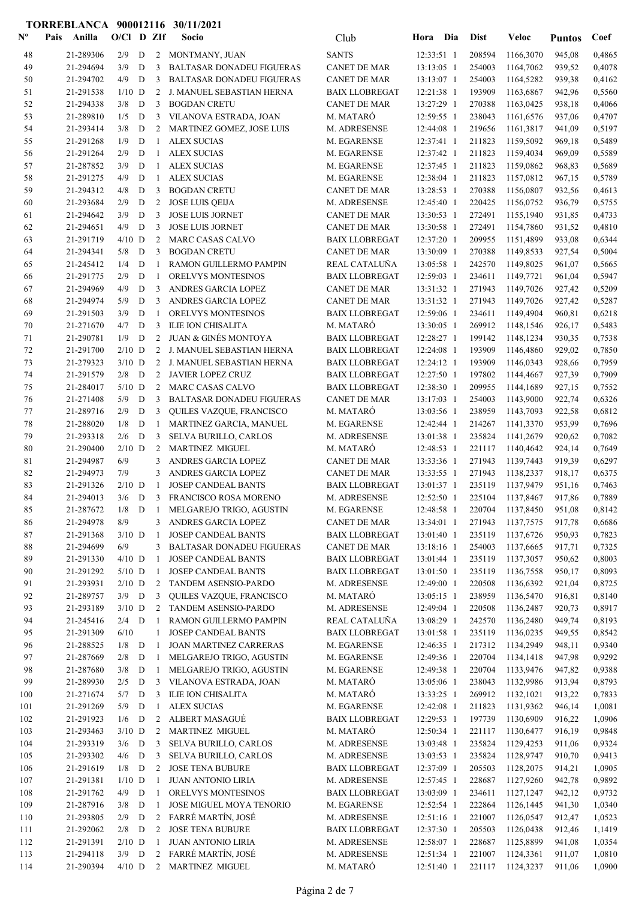**TORREBLANCA 900012116 30/11/2021**

| Nº | Pais | Anilla | O/Cl | D | ZIf | Socio | Club | Hora | Dia | Dist | Veloc | Puntos | Coef |
|---|---|---|---|---|---|---|---|---|---|---|---|---|---|
| 48 | | 21-289306 | 2/9 | D | 2 | MONTMANY, JUAN | SANTS | 12:33:51 | 1 | 208594 | 1166,3070 | 945,08 | 0,4865 |
| 49 | | 21-294694 | 3/9 | D | 3 | BALTASAR DONADEU FIGUERAS | CANET DE MAR | 13:13:05 | 1 | 254003 | 1164,7062 | 939,52 | 0,4078 |
| 50 | | 21-294702 | 4/9 | D | 3 | BALTASAR DONADEU FIGUERAS | CANET DE MAR | 13:13:07 | 1 | 254003 | 1164,5282 | 939,38 | 0,4162 |
| 51 | | 21-291538 | 1/10 | D | 2 | J. MANUEL SEBASTIAN HERNA | BAIX LLOBREGAT | 12:21:38 | 1 | 193909 | 1163,6867 | 942,96 | 0,5560 |
| 52 | | 21-294338 | 3/8 | D | 3 | BOGDAN CRETU | CANET DE MAR | 13:27:29 | 1 | 270388 | 1163,0425 | 938,18 | 0,4066 |
| 53 | | 21-289810 | 1/5 | D | 3 | VILANOVA ESTRADA, JOAN | M. MATARÓ | 12:59:55 | 1 | 238043 | 1161,6576 | 937,06 | 0,4707 |
| 54 | | 21-293414 | 3/8 | D | 2 | MARTINEZ GOMEZ, JOSE LUIS | M. ADRESENSE | 12:44:08 | 1 | 219656 | 1161,3817 | 941,09 | 0,5197 |
| 55 | | 21-291268 | 1/9 | D | 1 | ALEX SUCIAS | M. EGARENSE | 12:37:41 | 1 | 211823 | 1159,5092 | 969,18 | 0,5489 |
| 56 | | 21-291264 | 2/9 | D | 1 | ALEX SUCIAS | M. EGARENSE | 12:37:42 | 1 | 211823 | 1159,4034 | 969,09 | 0,5589 |
| 57 | | 21-287852 | 3/9 | D | 1 | ALEX SUCIAS | M. EGARENSE | 12:37:45 | 1 | 211823 | 1159,0862 | 968,83 | 0,5689 |
| 58 | | 21-291275 | 4/9 | D | 1 | ALEX SUCIAS | M. EGARENSE | 12:38:04 | 1 | 211823 | 1157,0812 | 967,15 | 0,5789 |
| 59 | | 21-294312 | 4/8 | D | 3 | BOGDAN CRETU | CANET DE MAR | 13:28:53 | 1 | 270388 | 1156,0807 | 932,56 | 0,4613 |
| 60 | | 21-293684 | 2/9 | D | 2 | JOSE LUIS QEIJA | M. ADRESENSE | 12:45:40 | 1 | 220425 | 1156,0752 | 936,79 | 0,5755 |
| 61 | | 21-294642 | 3/9 | D | 3 | JOSE LUIS JORNET | CANET DE MAR | 13:30:53 | 1 | 272491 | 1155,1940 | 931,85 | 0,4733 |
| 62 | | 21-294651 | 4/9 | D | 3 | JOSE LUIS JORNET | CANET DE MAR | 13:30:58 | 1 | 272491 | 1154,7860 | 931,52 | 0,4810 |
| 63 | | 21-291719 | 4/10 | D | 2 | MARC CASAS CALVO | BAIX LLOBREGAT | 12:37:20 | 1 | 209955 | 1151,4899 | 933,08 | 0,6344 |
| 64 | | 21-294341 | 5/8 | D | 3 | BOGDAN CRETU | CANET DE MAR | 13:30:09 | 1 | 270388 | 1149,8533 | 927,54 | 0,5004 |
| 65 | | 21-245412 | 1/4 | D | 1 | RAMON GUILLERMO PAMPIN | REAL CATALUÑA | 13:05:58 | 1 | 242570 | 1149,8025 | 961,07 | 0,5665 |
| 66 | | 21-291775 | 2/9 | D | 1 | ORELVYS MONTESINOS | BAIX LLOBREGAT | 12:59:03 | 1 | 234611 | 1149,7721 | 961,04 | 0,5947 |
| 67 | | 21-294969 | 4/9 | D | 3 | ANDRES GARCIA LOPEZ | CANET DE MAR | 13:31:32 | 1 | 271943 | 1149,7026 | 927,42 | 0,5209 |
| 68 | | 21-294974 | 5/9 | D | 3 | ANDRES GARCIA LOPEZ | CANET DE MAR | 13:31:32 | 1 | 271943 | 1149,7026 | 927,42 | 0,5287 |
| 69 | | 21-291503 | 3/9 | D | 1 | ORELVYS MONTESINOS | BAIX LLOBREGAT | 12:59:06 | 1 | 234611 | 1149,4904 | 960,81 | 0,6218 |
| 70 | | 21-271670 | 4/7 | D | 3 | ILIE ION CHISALITA | M. MATARÓ | 13:30:05 | 1 | 269912 | 1148,1546 | 926,17 | 0,5483 |
| 71 | | 21-290781 | 1/9 | D | 2 | JUAN & GINÉS MONTOYA | BAIX LLOBREGAT | 12:28:27 | 1 | 199142 | 1148,1234 | 930,35 | 0,7538 |
| 72 | | 21-291700 | 2/10 | D | 2 | J. MANUEL SEBASTIAN HERNA | BAIX LLOBREGAT | 12:24:08 | 1 | 193909 | 1146,4860 | 929,02 | 0,7850 |
| 73 | | 21-279323 | 3/10 | D | 2 | J. MANUEL SEBASTIAN HERNA | BAIX LLOBREGAT | 12:24:12 | 1 | 193909 | 1146,0343 | 928,66 | 0,7959 |
| 74 | | 21-291579 | 2/8 | D | 2 | JAVIER LOPEZ CRUZ | BAIX LLOBREGAT | 12:27:50 | 1 | 197802 | 1144,4667 | 927,39 | 0,7909 |
| 75 | | 21-284017 | 5/10 | D | 2 | MARC CASAS CALVO | BAIX LLOBREGAT | 12:38:30 | 1 | 209955 | 1144,1689 | 927,15 | 0,7552 |
| 76 | | 21-271408 | 5/9 | D | 3 | BALTASAR DONADEU FIGUERAS | CANET DE MAR | 13:17:03 | 1 | 254003 | 1143,9000 | 922,74 | 0,6326 |
| 77 | | 21-289716 | 2/9 | D | 3 | QUILES VAZQUE, FRANCISCO | M. MATARÓ | 13:03:56 | 1 | 238959 | 1143,7093 | 922,58 | 0,6812 |
| 78 | | 21-288020 | 1/8 | D | 1 | MARTINEZ GARCIA, MANUEL | M. EGARENSE | 12:42:44 | 1 | 214267 | 1141,3370 | 953,99 | 0,7696 |
| 79 | | 21-293318 | 2/6 | D | 3 | SELVA BURILLO, CARLOS | M. ADRESENSE | 13:01:38 | 1 | 235824 | 1141,2679 | 920,62 | 0,7082 |
| 80 | | 21-290400 | 2/10 | D | 2 | MARTINEZ MIGUEL | M. MATARÓ | 12:48:53 | 1 | 221117 | 1140,4642 | 924,14 | 0,7649 |
| 81 | | 21-294987 | 6/9 | | 3 | ANDRES GARCIA LOPEZ | CANET DE MAR | 13:33:36 | 1 | 271943 | 1139,7443 | 919,39 | 0,6297 |
| 82 | | 21-294973 | 7/9 | | 3 | ANDRES GARCIA LOPEZ | CANET DE MAR | 13:33:55 | 1 | 271943 | 1138,2337 | 918,17 | 0,6375 |
| 83 | | 21-291326 | 2/10 | D | 1 | JOSEP CANDEAL BANTS | BAIX LLOBREGAT | 13:01:37 | 1 | 235119 | 1137,9479 | 951,16 | 0,7463 |
| 84 | | 21-294013 | 3/6 | D | 3 | FRANCISCO ROSA MORENO | M. ADRESENSE | 12:52:50 | 1 | 225104 | 1137,8467 | 917,86 | 0,7889 |
| 85 | | 21-287672 | 1/8 | D | 1 | MELGAREJO TRIGO, AGUSTIN | M. EGARENSE | 12:48:58 | 1 | 220704 | 1137,8450 | 951,08 | 0,8142 |
| 86 | | 21-294978 | 8/9 | | 3 | ANDRES GARCIA LOPEZ | CANET DE MAR | 13:34:01 | 1 | 271943 | 1137,7575 | 917,78 | 0,6686 |
| 87 | | 21-291368 | 3/10 | D | 1 | JOSEP CANDEAL BANTS | BAIX LLOBREGAT | 13:01:40 | 1 | 235119 | 1137,6726 | 950,93 | 0,7823 |
| 88 | | 21-294699 | 6/9 | | 3 | BALTASAR DONADEU FIGUERAS | CANET DE MAR | 13:18:16 | 1 | 254003 | 1137,6665 | 917,71 | 0,7325 |
| 89 | | 21-291330 | 4/10 | D | 1 | JOSEP CANDEAL BANTS | BAIX LLOBREGAT | 13:01:44 | 1 | 235119 | 1137,3057 | 950,62 | 0,8003 |
| 90 | | 21-291292 | 5/10 | D | 1 | JOSEP CANDEAL BANTS | BAIX LLOBREGAT | 13:01:50 | 1 | 235119 | 1136,7558 | 950,17 | 0,8093 |
| 91 | | 21-293931 | 2/10 | D | 2 | TANDEM ASENSIO-PARDO | M. ADRESENSE | 12:49:00 | 1 | 220508 | 1136,6392 | 921,04 | 0,8725 |
| 92 | | 21-289757 | 3/9 | D | 3 | QUILES VAZQUE, FRANCISCO | M. MATARÓ | 13:05:15 | 1 | 238959 | 1136,5470 | 916,81 | 0,8140 |
| 93 | | 21-293189 | 3/10 | D | 2 | TANDEM ASENSIO-PARDO | M. ADRESENSE | 12:49:04 | 1 | 220508 | 1136,2487 | 920,73 | 0,8917 |
| 94 | | 21-245416 | 2/4 | D | 1 | RAMON GUILLERMO PAMPIN | REAL CATALUÑA | 13:08:29 | 1 | 242570 | 1136,2480 | 949,74 | 0,8193 |
| 95 | | 21-291309 | 6/10 | | 1 | JOSEP CANDEAL BANTS | BAIX LLOBREGAT | 13:01:58 | 1 | 235119 | 1136,0235 | 949,55 | 0,8542 |
| 96 | | 21-288525 | 1/8 | D | 1 | JOAN MARTINEZ CARRERAS | M. EGARENSE | 12:46:35 | 1 | 217312 | 1134,2949 | 948,11 | 0,9340 |
| 97 | | 21-287669 | 2/8 | D | 1 | MELGAREJO TRIGO, AGUSTIN | M. EGARENSE | 12:49:36 | 1 | 220704 | 1134,1418 | 947,98 | 0,9292 |
| 98 | | 21-287680 | 3/8 | D | 1 | MELGAREJO TRIGO, AGUSTIN | M. EGARENSE | 12:49:38 | 1 | 220704 | 1133,9476 | 947,82 | 0,9388 |
| 99 | | 21-289930 | 2/5 | D | 3 | VILANOVA ESTRADA, JOAN | M. MATARÓ | 13:05:06 | 1 | 238043 | 1132,9986 | 913,94 | 0,8793 |
| 100 | | 21-271674 | 5/7 | D | 3 | ILIE ION CHISALITA | M. MATARÓ | 13:33:25 | 1 | 269912 | 1132,1021 | 913,22 | 0,7833 |
| 101 | | 21-291269 | 5/9 | D | 1 | ALEX SUCIAS | M. EGARENSE | 12:42:08 | 1 | 211823 | 1131,9362 | 946,14 | 1,0081 |
| 102 | | 21-291923 | 1/6 | D | 2 | ALBERT MASAGUÉ | BAIX LLOBREGAT | 12:29:53 | 1 | 197739 | 1130,6909 | 916,22 | 1,0906 |
| 103 | | 21-293463 | 3/10 | D | 2 | MARTINEZ MIGUEL | M. MATARÓ | 12:50:34 | 1 | 221117 | 1130,6477 | 916,19 | 0,9848 |
| 104 | | 21-293319 | 3/6 | D | 3 | SELVA BURILLO, CARLOS | M. ADRESENSE | 13:03:48 | 1 | 235824 | 1129,4253 | 911,06 | 0,9324 |
| 105 | | 21-293302 | 4/6 | D | 3 | SELVA BURILLO, CARLOS | M. ADRESENSE | 13:03:53 | 1 | 235824 | 1128,9747 | 910,70 | 0,9413 |
| 106 | | 21-291619 | 1/8 | D | 2 | JOSE TENA BUBURE | BAIX LLOBREGAT | 12:37:09 | 1 | 205503 | 1128,2075 | 914,21 | 1,0905 |
| 107 | | 21-291381 | 1/10 | D | 1 | JUAN ANTONIO LIRIA | M. ADRESENSE | 12:57:45 | 1 | 228687 | 1127,9260 | 942,78 | 0,9892 |
| 108 | | 21-291762 | 4/9 | D | 1 | ORELVYS MONTESINOS | BAIX LLOBREGAT | 13:03:09 | 1 | 234611 | 1127,1247 | 942,12 | 0,9732 |
| 109 | | 21-287916 | 3/8 | D | 1 | JOSE MIGUEL MOYA TENORIO | M. EGARENSE | 12:52:54 | 1 | 222864 | 1126,1445 | 941,30 | 1,0340 |
| 110 | | 21-293805 | 2/9 | D | 2 | FARRÉ MARTÍN, JOSÉ | M. ADRESENSE | 12:51:16 | 1 | 221007 | 1126,0547 | 912,47 | 1,0523 |
| 111 | | 21-292062 | 2/8 | D | 2 | JOSE TENA BUBURE | BAIX LLOBREGAT | 12:37:30 | 1 | 205503 | 1126,0438 | 912,46 | 1,1419 |
| 112 | | 21-291391 | 2/10 | D | 1 | JUAN ANTONIO LIRIA | M. ADRESENSE | 12:58:07 | 1 | 228687 | 1125,8899 | 941,08 | 1,0354 |
| 113 | | 21-294118 | 3/9 | D | 2 | FARRÉ MARTÍN, JOSÉ | M. ADRESENSE | 12:51:34 | 1 | 221007 | 1124,3361 | 911,07 | 1,0810 |
| 114 | | 21-290394 | 4/10 | D | 2 | MARTINEZ MIGUEL | M. MATARÓ | 12:51:40 | 1 | 221117 | 1124,3237 | 911,06 | 1,0900 |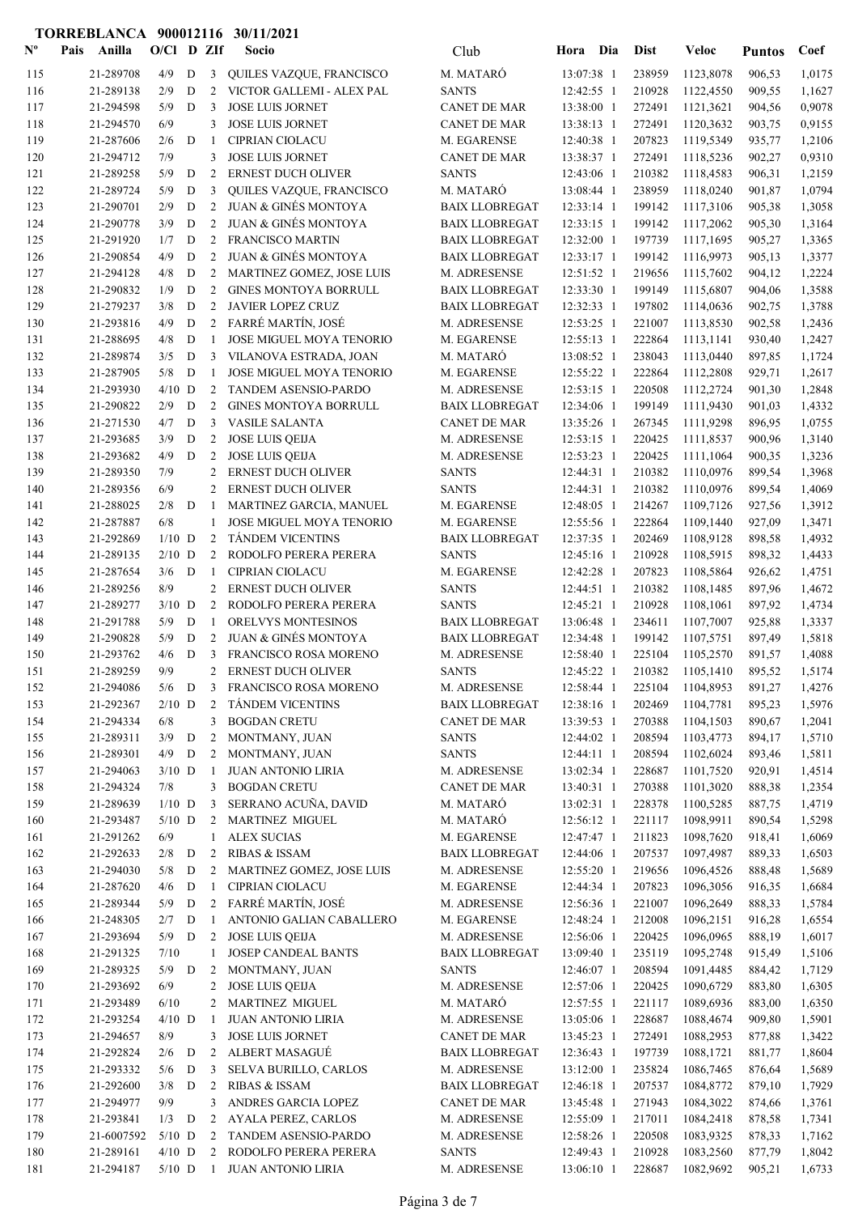**TORREBLANCA 900012116 30/11/2021**

| Nº | Pais | Anilla | O/Cl | D | ZIf | Socio | Club | Hora | Dia | Dist | Veloc | Puntos | Coef |
|---|---|---|---|---|---|---|---|---|---|---|---|---|---|
| 115 | | 21-289708 | 4/9 | D | 3 | QUILES VAZQUE, FRANCISCO | M. MATARÓ | 13:07:38 | 1 | 238959 | 1123,8078 | 906,53 | 1,0175 |
| 116 | | 21-289138 | 2/9 | D | 2 | VICTOR GALLEMI - ALEX PAL | SANTS | 12:42:55 | 1 | 210928 | 1122,4550 | 909,55 | 1,1627 |
| 117 | | 21-294598 | 5/9 | D | 3 | JOSE LUIS JORNET | CANET DE MAR | 13:38:00 | 1 | 272491 | 1121,3621 | 904,56 | 0,9078 |
| 118 | | 21-294570 | 6/9 | | 3 | JOSE LUIS JORNET | CANET DE MAR | 13:38:13 | 1 | 272491 | 1120,3632 | 903,75 | 0,9155 |
| 119 | | 21-287606 | 2/6 | D | 1 | CIPRIAN CIOLACU | M. EGARENSE | 12:40:38 | 1 | 207823 | 1119,5349 | 935,77 | 1,2106 |
| 120 | | 21-294712 | 7/9 | | 3 | JOSE LUIS JORNET | CANET DE MAR | 13:38:37 | 1 | 272491 | 1118,5236 | 902,27 | 0,9310 |
| 121 | | 21-289258 | 5/9 | D | 2 | ERNEST DUCH OLIVER | SANTS | 12:43:06 | 1 | 210382 | 1118,4583 | 906,31 | 1,2159 |
| 122 | | 21-289724 | 5/9 | D | 3 | QUILES VAZQUE, FRANCISCO | M. MATARÓ | 13:08:44 | 1 | 238959 | 1118,0240 | 901,87 | 1,0794 |
| 123 | | 21-290701 | 2/9 | D | 2 | JUAN & GINÉS MONTOYA | BAIX LLOBREGAT | 12:33:14 | 1 | 199142 | 1117,3106 | 905,38 | 1,3058 |
| 124 | | 21-290778 | 3/9 | D | 2 | JUAN & GINÉS MONTOYA | BAIX LLOBREGAT | 12:33:15 | 1 | 199142 | 1117,2062 | 905,30 | 1,3164 |
| 125 | | 21-291920 | 1/7 | D | 2 | FRANCISCO MARTIN | BAIX LLOBREGAT | 12:32:00 | 1 | 197739 | 1117,1695 | 905,27 | 1,3365 |
| 126 | | 21-290854 | 4/9 | D | 2 | JUAN & GINÉS MONTOYA | BAIX LLOBREGAT | 12:33:17 | 1 | 199142 | 1116,9973 | 905,13 | 1,3377 |
| 127 | | 21-294128 | 4/8 | D | 2 | MARTINEZ GOMEZ, JOSE LUIS | M. ADRESENSE | 12:51:52 | 1 | 219656 | 1115,7602 | 904,12 | 1,2224 |
| 128 | | 21-290832 | 1/9 | D | 2 | GINES MONTOYA BORRULL | BAIX LLOBREGAT | 12:33:30 | 1 | 199149 | 1115,6807 | 904,06 | 1,3588 |
| 129 | | 21-279237 | 3/8 | D | 2 | JAVIER LOPEZ CRUZ | BAIX LLOBREGAT | 12:32:33 | 1 | 197802 | 1114,0636 | 902,75 | 1,3788 |
| 130 | | 21-293816 | 4/9 | D | 2 | FARRÉ MARTÍN, JOSÉ | M. ADRESENSE | 12:53:25 | 1 | 221007 | 1113,8530 | 902,58 | 1,2436 |
| 131 | | 21-288695 | 4/8 | D | 1 | JOSE MIGUEL MOYA TENORIO | M. EGARENSE | 12:55:13 | 1 | 222864 | 1113,1141 | 930,40 | 1,2427 |
| 132 | | 21-289874 | 3/5 | D | 3 | VILANOVA ESTRADA, JOAN | M. MATARÓ | 13:08:52 | 1 | 238043 | 1113,0440 | 897,85 | 1,1724 |
| 133 | | 21-287905 | 5/8 | D | 1 | JOSE MIGUEL MOYA TENORIO | M. EGARENSE | 12:55:22 | 1 | 222864 | 1112,2808 | 929,71 | 1,2617 |
| 134 | | 21-293930 | 4/10 | D | 2 | TANDEM ASENSIO-PARDO | M. ADRESENSE | 12:53:15 | 1 | 220508 | 1112,2724 | 901,30 | 1,2848 |
| 135 | | 21-290822 | 2/9 | D | 2 | GINES MONTOYA BORRULL | BAIX LLOBREGAT | 12:34:06 | 1 | 199149 | 1111,9430 | 901,03 | 1,4332 |
| 136 | | 21-271530 | 4/7 | D | 3 | VASILE SALANTA | CANET DE MAR | 13:35:26 | 1 | 267345 | 1111,9298 | 896,95 | 1,0755 |
| 137 | | 21-293685 | 3/9 | D | 2 | JOSE LUIS QEIJA | M. ADRESENSE | 12:53:15 | 1 | 220425 | 1111,8537 | 900,96 | 1,3140 |
| 138 | | 21-293682 | 4/9 | D | 2 | JOSE LUIS QEIJA | M. ADRESENSE | 12:53:23 | 1 | 220425 | 1111,1064 | 900,35 | 1,3236 |
| 139 | | 21-289350 | 7/9 | | 2 | ERNEST DUCH OLIVER | SANTS | 12:44:31 | 1 | 210382 | 1110,0976 | 899,54 | 1,3968 |
| 140 | | 21-289356 | 6/9 | | 2 | ERNEST DUCH OLIVER | SANTS | 12:44:31 | 1 | 210382 | 1110,0976 | 899,54 | 1,4069 |
| 141 | | 21-288025 | 2/8 | D | 1 | MARTINEZ GARCIA, MANUEL | M. EGARENSE | 12:48:05 | 1 | 214267 | 1109,7126 | 927,56 | 1,3912 |
| 142 | | 21-287887 | 6/8 | | 1 | JOSE MIGUEL MOYA TENORIO | M. EGARENSE | 12:55:56 | 1 | 222864 | 1109,1440 | 927,09 | 1,3471 |
| 143 | | 21-292869 | 1/10 | D | 2 | TÁNDEM VICENTINS | BAIX LLOBREGAT | 12:37:35 | 1 | 202469 | 1108,9128 | 898,58 | 1,4932 |
| 144 | | 21-289135 | 2/10 | D | 2 | RODOLFO PERERA PERERA | SANTS | 12:45:16 | 1 | 210928 | 1108,5915 | 898,32 | 1,4433 |
| 145 | | 21-287654 | 3/6 | D | 1 | CIPRIAN CIOLACU | M. EGARENSE | 12:42:28 | 1 | 207823 | 1108,5864 | 926,62 | 1,4751 |
| 146 | | 21-289256 | 8/9 | | 2 | ERNEST DUCH OLIVER | SANTS | 12:44:51 | 1 | 210382 | 1108,1485 | 897,96 | 1,4672 |
| 147 | | 21-289277 | 3/10 | D | 2 | RODOLFO PERERA PERERA | SANTS | 12:45:21 | 1 | 210928 | 1108,1061 | 897,92 | 1,4734 |
| 148 | | 21-291788 | 5/9 | D | 1 | ORELVYS MONTESINOS | BAIX LLOBREGAT | 13:06:48 | 1 | 234611 | 1107,7007 | 925,88 | 1,3337 |
| 149 | | 21-290828 | 5/9 | D | 2 | JUAN & GINÉS MONTOYA | BAIX LLOBREGAT | 12:34:48 | 1 | 199142 | 1107,5751 | 897,49 | 1,5818 |
| 150 | | 21-293762 | 4/6 | D | 3 | FRANCISCO ROSA MORENO | M. ADRESENSE | 12:58:40 | 1 | 225104 | 1105,2570 | 891,57 | 1,4088 |
| 151 | | 21-289259 | 9/9 | | 2 | ERNEST DUCH OLIVER | SANTS | 12:45:22 | 1 | 210382 | 1105,1410 | 895,52 | 1,5174 |
| 152 | | 21-294086 | 5/6 | D | 3 | FRANCISCO ROSA MORENO | M. ADRESENSE | 12:58:44 | 1 | 225104 | 1104,8953 | 891,27 | 1,4276 |
| 153 | | 21-292367 | 2/10 | D | 2 | TÁNDEM VICENTINS | BAIX LLOBREGAT | 12:38:16 | 1 | 202469 | 1104,7781 | 895,23 | 1,5976 |
| 154 | | 21-294334 | 6/8 | | 3 | BOGDAN CRETU | CANET DE MAR | 13:39:53 | 1 | 270388 | 1104,1503 | 890,67 | 1,2041 |
| 155 | | 21-289311 | 3/9 | D | 2 | MONTMANY, JUAN | SANTS | 12:44:02 | 1 | 208594 | 1103,4773 | 894,17 | 1,5710 |
| 156 | | 21-289301 | 4/9 | D | 2 | MONTMANY, JUAN | SANTS | 12:44:11 | 1 | 208594 | 1102,6024 | 893,46 | 1,5811 |
| 157 | | 21-294063 | 3/10 | D | 1 | JUAN ANTONIO LIRIA | M. ADRESENSE | 13:02:34 | 1 | 228687 | 1101,7520 | 920,91 | 1,4514 |
| 158 | | 21-294324 | 7/8 | | 3 | BOGDAN CRETU | CANET DE MAR | 13:40:31 | 1 | 270388 | 1101,3020 | 888,38 | 1,2354 |
| 159 | | 21-289639 | 1/10 | D | 3 | SERRANO ACUÑA, DAVID | M. MATARÓ | 13:02:31 | 1 | 228378 | 1100,5285 | 887,75 | 1,4719 |
| 160 | | 21-293487 | 5/10 | D | 2 | MARTINEZ MIGUEL | M. MATARÓ | 12:56:12 | 1 | 221117 | 1098,9911 | 890,54 | 1,5298 |
| 161 | | 21-291262 | 6/9 | | 1 | ALEX SUCIAS | M. EGARENSE | 12:47:47 | 1 | 211823 | 1098,7620 | 918,41 | 1,6069 |
| 162 | | 21-292633 | 2/8 | D | 2 | RIBAS & ISSAM | BAIX LLOBREGAT | 12:44:06 | 1 | 207537 | 1097,4987 | 889,33 | 1,6503 |
| 163 | | 21-294030 | 5/8 | D | 2 | MARTINEZ GOMEZ, JOSE LUIS | M. ADRESENSE | 12:55:20 | 1 | 219656 | 1096,4526 | 888,48 | 1,5689 |
| 164 | | 21-287620 | 4/6 | D | 1 | CIPRIAN CIOLACU | M. EGARENSE | 12:44:34 | 1 | 207823 | 1096,3056 | 916,35 | 1,6684 |
| 165 | | 21-289344 | 5/9 | D | 2 | FARRÉ MARTÍN, JOSÉ | M. ADRESENSE | 12:56:36 | 1 | 221007 | 1096,2649 | 888,33 | 1,5784 |
| 166 | | 21-248305 | 2/7 | D | 1 | ANTONIO GALIAN CABALLERO | M. EGARENSE | 12:48:24 | 1 | 212008 | 1096,2151 | 916,28 | 1,6554 |
| 167 | | 21-293694 | 5/9 | D | 2 | JOSE LUIS QEIJA | M. ADRESENSE | 12:56:06 | 1 | 220425 | 1096,0965 | 888,19 | 1,6017 |
| 168 | | 21-291325 | 7/10 | | 1 | JOSEP CANDEAL BANTS | BAIX LLOBREGAT | 13:09:40 | 1 | 235119 | 1095,2748 | 915,49 | 1,5106 |
| 169 | | 21-289325 | 5/9 | D | 2 | MONTMANY, JUAN | SANTS | 12:46:07 | 1 | 208594 | 1091,4485 | 884,42 | 1,7129 |
| 170 | | 21-293692 | 6/9 | | 2 | JOSE LUIS QEIJA | M. ADRESENSE | 12:57:06 | 1 | 220425 | 1090,6729 | 883,80 | 1,6305 |
| 171 | | 21-293489 | 6/10 | | 2 | MARTINEZ MIGUEL | M. MATARÓ | 12:57:55 | 1 | 221117 | 1089,6936 | 883,00 | 1,6350 |
| 172 | | 21-293254 | 4/10 | D | 1 | JUAN ANTONIO LIRIA | M. ADRESENSE | 13:05:06 | 1 | 228687 | 1088,4674 | 909,80 | 1,5901 |
| 173 | | 21-294657 | 8/9 | | 3 | JOSE LUIS JORNET | CANET DE MAR | 13:45:23 | 1 | 272491 | 1088,2953 | 877,88 | 1,3422 |
| 174 | | 21-292824 | 2/6 | D | 2 | ALBERT MASAGUÉ | BAIX LLOBREGAT | 12:36:43 | 1 | 197739 | 1088,1721 | 881,77 | 1,8604 |
| 175 | | 21-293332 | 5/6 | D | 3 | SELVA BURILLO, CARLOS | M. ADRESENSE | 13:12:00 | 1 | 235824 | 1086,7465 | 876,64 | 1,5689 |
| 176 | | 21-292600 | 3/8 | D | 2 | RIBAS & ISSAM | BAIX LLOBREGAT | 12:46:18 | 1 | 207537 | 1084,8772 | 879,10 | 1,7929 |
| 177 | | 21-294977 | 9/9 | | 3 | ANDRES GARCIA LOPEZ | CANET DE MAR | 13:45:48 | 1 | 271943 | 1084,3022 | 874,66 | 1,3761 |
| 178 | | 21-293841 | 1/3 | D | 2 | AYALA PEREZ, CARLOS | M. ADRESENSE | 12:55:09 | 1 | 217011 | 1084,2418 | 878,58 | 1,7341 |
| 179 | | 21-6007592 | 5/10 | D | 2 | TANDEM ASENSIO-PARDO | M. ADRESENSE | 12:58:26 | 1 | 220508 | 1083,9325 | 878,33 | 1,7162 |
| 180 | | 21-289161 | 4/10 | D | 2 | RODOLFO PERERA PERERA | SANTS | 12:49:43 | 1 | 210928 | 1083,2560 | 877,79 | 1,8042 |
| 181 | | 21-294187 | 5/10 | D | 1 | JUAN ANTONIO LIRIA | M. ADRESENSE | 13:06:10 | 1 | 228687 | 1082,9692 | 905,21 | 1,6733 |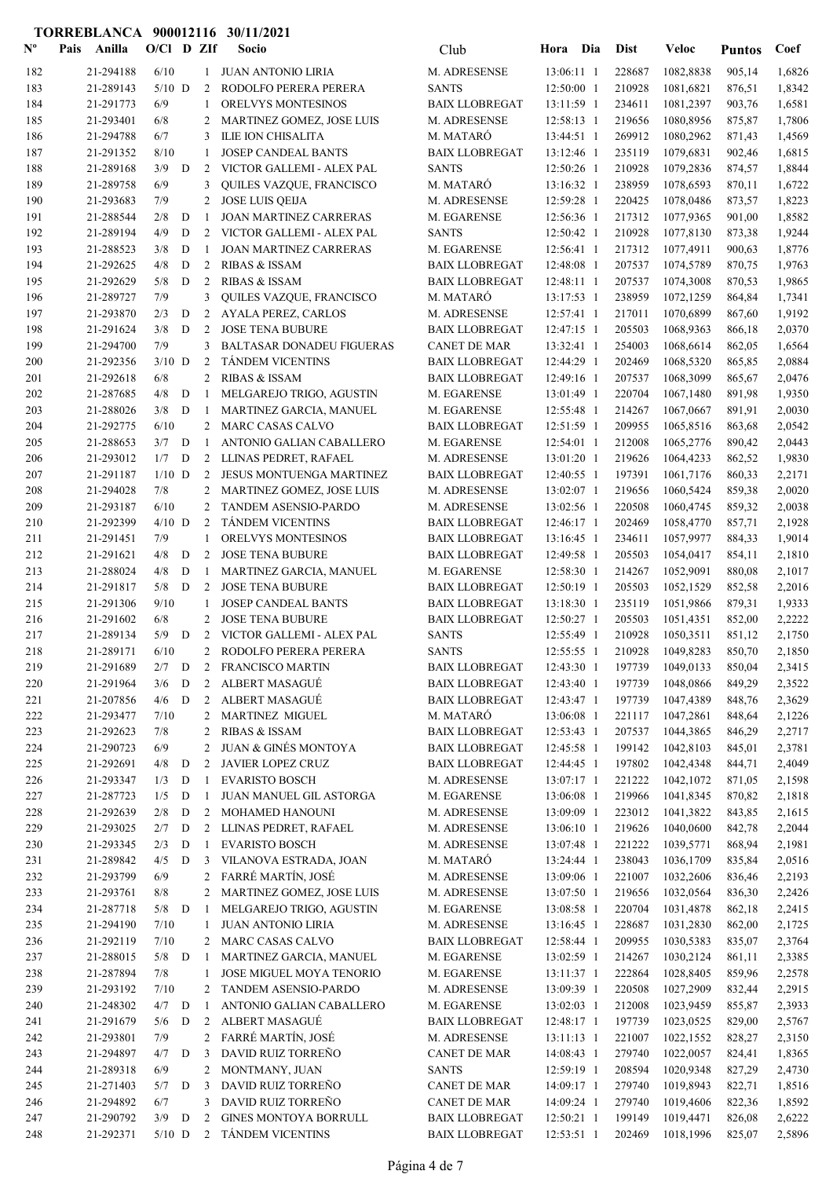**TORREBLANCA 900012116 30/11/2021**

| Nº | Pais | Anilla | O/Cl | D | ZIf | Socio | Club | Hora | Dia | Dist | Veloc | Puntos | Coef |
|---|---|---|---|---|---|---|---|---|---|---|---|---|---|
| 182 | | 21-294188 | 6/10 | | 1 | JUAN ANTONIO LIRIA | M. ADRESENSE | 13:06:11 | 1 | 228687 | 1082,8838 | 905,14 | 1,6826 |
| 183 | | 21-289143 | 5/10 | D | 2 | RODOLFO PERERA PERERA | SANTS | 12:50:00 | 1 | 210928 | 1081,6821 | 876,51 | 1,8342 |
| 184 | | 21-291773 | 6/9 | | 1 | ORELVYS MONTESINOS | BAIX LLOBREGAT | 13:11:59 | 1 | 234611 | 1081,2397 | 903,76 | 1,6581 |
| 185 | | 21-293401 | 6/8 | | 2 | MARTINEZ GOMEZ, JOSE LUIS | M. ADRESENSE | 12:58:13 | 1 | 219656 | 1080,8956 | 875,87 | 1,7806 |
| 186 | | 21-294788 | 6/7 | | 3 | ILIE ION CHISALITA | M. MATARÓ | 13:44:51 | 1 | 269912 | 1080,2962 | 871,43 | 1,4569 |
| 187 | | 21-291352 | 8/10 | | 1 | JOSEP CANDEAL BANTS | BAIX LLOBREGAT | 13:12:46 | 1 | 235119 | 1079,6831 | 902,46 | 1,6815 |
| 188 | | 21-289168 | 3/9 | D | 2 | VICTOR GALLEMI - ALEX PAL | SANTS | 12:50:26 | 1 | 210928 | 1079,2836 | 874,57 | 1,8844 |
| 189 | | 21-289758 | 6/9 | | 3 | QUILES VAZQUE, FRANCISCO | M. MATARÓ | 13:16:32 | 1 | 238959 | 1078,6593 | 870,11 | 1,6722 |
| 190 | | 21-293683 | 7/9 | | 2 | JOSE LUIS QEIJA | M. ADRESENSE | 12:59:28 | 1 | 220425 | 1078,0486 | 873,57 | 1,8223 |
| 191 | | 21-288544 | 2/8 | D | 1 | JOAN MARTINEZ CARRERAS | M. EGARENSE | 12:56:36 | 1 | 217312 | 1077,9365 | 901,00 | 1,8582 |
| 192 | | 21-289194 | 4/9 | D | 2 | VICTOR GALLEMI - ALEX PAL | SANTS | 12:50:42 | 1 | 210928 | 1077,8130 | 873,38 | 1,9244 |
| 193 | | 21-288523 | 3/8 | D | 1 | JOAN MARTINEZ CARRERAS | M. EGARENSE | 12:56:41 | 1 | 217312 | 1077,4911 | 900,63 | 1,8776 |
| 194 | | 21-292625 | 4/8 | D | 2 | RIBAS & ISSAM | BAIX LLOBREGAT | 12:48:08 | 1 | 207537 | 1074,5789 | 870,75 | 1,9763 |
| 195 | | 21-292629 | 5/8 | D | 2 | RIBAS & ISSAM | BAIX LLOBREGAT | 12:48:11 | 1 | 207537 | 1074,3008 | 870,53 | 1,9865 |
| 196 | | 21-289727 | 7/9 | | 3 | QUILES VAZQUE, FRANCISCO | M. MATARÓ | 13:17:53 | 1 | 238959 | 1072,1259 | 864,84 | 1,7341 |
| 197 | | 21-293870 | 2/3 | D | 2 | AYALA PEREZ, CARLOS | M. ADRESENSE | 12:57:41 | 1 | 217011 | 1070,6899 | 867,60 | 1,9192 |
| 198 | | 21-291624 | 3/8 | D | 2 | JOSE TENA BUBURE | BAIX LLOBREGAT | 12:47:15 | 1 | 205503 | 1068,9363 | 866,18 | 2,0370 |
| 199 | | 21-294700 | 7/9 | | 3 | BALTASAR DONADEU FIGUERAS | CANET DE MAR | 13:32:41 | 1 | 254003 | 1068,6614 | 862,05 | 1,6564 |
| 200 | | 21-292356 | 3/10 | D | 2 | TÁNDEM VICENTINS | BAIX LLOBREGAT | 12:44:29 | 1 | 202469 | 1068,5320 | 865,85 | 2,0884 |
| 201 | | 21-292618 | 6/8 | | 2 | RIBAS & ISSAM | BAIX LLOBREGAT | 12:49:16 | 1 | 207537 | 1068,3099 | 865,67 | 2,0476 |
| 202 | | 21-287685 | 4/8 | D | 1 | MELGAREJO TRIGO, AGUSTIN | M. EGARENSE | 13:01:49 | 1 | 220704 | 1067,1480 | 891,98 | 1,9350 |
| 203 | | 21-288026 | 3/8 | D | 1 | MARTINEZ GARCIA, MANUEL | M. EGARENSE | 12:55:48 | 1 | 214267 | 1067,0667 | 891,91 | 2,0030 |
| 204 | | 21-292775 | 6/10 | | 2 | MARC CASAS CALVO | BAIX LLOBREGAT | 12:51:59 | 1 | 209955 | 1065,8516 | 863,68 | 2,0542 |
| 205 | | 21-288653 | 3/7 | D | 1 | ANTONIO GALIAN CABALLERO | M. EGARENSE | 12:54:01 | 1 | 212008 | 1065,2776 | 890,42 | 2,0443 |
| 206 | | 21-293012 | 1/7 | D | 2 | LLINAS PEDRET, RAFAEL | M. ADRESENSE | 13:01:20 | 1 | 219626 | 1064,4233 | 862,52 | 1,9830 |
| 207 | | 21-291187 | 1/10 | D | 2 | JESUS MONTUENGA MARTINEZ | BAIX LLOBREGAT | 12:40:55 | 1 | 197391 | 1061,7176 | 860,33 | 2,2171 |
| 208 | | 21-294028 | 7/8 | | 2 | MARTINEZ GOMEZ, JOSE LUIS | M. ADRESENSE | 13:02:07 | 1 | 219656 | 1060,5424 | 859,38 | 2,0020 |
| 209 | | 21-293187 | 6/10 | | 2 | TANDEM ASENSIO-PARDO | M. ADRESENSE | 13:02:56 | 1 | 220508 | 1060,4745 | 859,32 | 2,0038 |
| 210 | | 21-292399 | 4/10 | D | 2 | TÁNDEM VICENTINS | BAIX LLOBREGAT | 12:46:17 | 1 | 202469 | 1058,4770 | 857,71 | 2,1928 |
| 211 | | 21-291451 | 7/9 | | 1 | ORELVYS MONTESINOS | BAIX LLOBREGAT | 13:16:45 | 1 | 234611 | 1057,9977 | 884,33 | 1,9014 |
| 212 | | 21-291621 | 4/8 | D | 2 | JOSE TENA BUBURE | BAIX LLOBREGAT | 12:49:58 | 1 | 205503 | 1054,0417 | 854,11 | 2,1810 |
| 213 | | 21-288024 | 4/8 | D | 1 | MARTINEZ GARCIA, MANUEL | M. EGARENSE | 12:58:30 | 1 | 214267 | 1052,9091 | 880,08 | 2,1017 |
| 214 | | 21-291817 | 5/8 | D | 2 | JOSE TENA BUBURE | BAIX LLOBREGAT | 12:50:19 | 1 | 205503 | 1052,1529 | 852,58 | 2,2016 |
| 215 | | 21-291306 | 9/10 | | 1 | JOSEP CANDEAL BANTS | BAIX LLOBREGAT | 13:18:30 | 1 | 235119 | 1051,9866 | 879,31 | 1,9333 |
| 216 | | 21-291602 | 6/8 | | 2 | JOSE TENA BUBURE | BAIX LLOBREGAT | 12:50:27 | 1 | 205503 | 1051,4351 | 852,00 | 2,2222 |
| 217 | | 21-289134 | 5/9 | D | 2 | VICTOR GALLEMI - ALEX PAL | SANTS | 12:55:49 | 1 | 210928 | 1050,3511 | 851,12 | 2,1750 |
| 218 | | 21-289171 | 6/10 | | 2 | RODOLFO PERERA PERERA | SANTS | 12:55:55 | 1 | 210928 | 1049,8283 | 850,70 | 2,1850 |
| 219 | | 21-291689 | 2/7 | D | 2 | FRANCISCO MARTIN | BAIX LLOBREGAT | 12:43:30 | 1 | 197739 | 1049,0133 | 850,04 | 2,3415 |
| 220 | | 21-291964 | 3/6 | D | 2 | ALBERT MASAGUÉ | BAIX LLOBREGAT | 12:43:40 | 1 | 197739 | 1048,0866 | 849,29 | 2,3522 |
| 221 | | 21-207856 | 4/6 | D | 2 | ALBERT MASAGUÉ | BAIX LLOBREGAT | 12:43:47 | 1 | 197739 | 1047,4389 | 848,76 | 2,3629 |
| 222 | | 21-293477 | 7/10 | | 2 | MARTINEZ MIGUEL | M. MATARÓ | 13:06:08 | 1 | 221117 | 1047,2861 | 848,64 | 2,1226 |
| 223 | | 21-292623 | 7/8 | | 2 | RIBAS & ISSAM | BAIX LLOBREGAT | 12:53:43 | 1 | 207537 | 1044,3865 | 846,29 | 2,2717 |
| 224 | | 21-290723 | 6/9 | | 2 | JUAN & GINÉS MONTOYA | BAIX LLOBREGAT | 12:45:58 | 1 | 199142 | 1042,8103 | 845,01 | 2,3781 |
| 225 | | 21-292691 | 4/8 | D | 2 | JAVIER LOPEZ CRUZ | BAIX LLOBREGAT | 12:44:45 | 1 | 197802 | 1042,4348 | 844,71 | 2,4049 |
| 226 | | 21-293347 | 1/3 | D | 1 | EVARISTO BOSCH | M. ADRESENSE | 13:07:17 | 1 | 221222 | 1042,1072 | 871,05 | 2,1598 |
| 227 | | 21-287723 | 1/5 | D | 1 | JUAN MANUEL GIL ASTORGA | M. EGARENSE | 13:06:08 | 1 | 219966 | 1041,8345 | 870,82 | 2,1818 |
| 228 | | 21-292639 | 2/8 | D | 2 | MOHAMED HANOUNI | M. ADRESENSE | 13:09:09 | 1 | 223012 | 1041,3822 | 843,85 | 2,1615 |
| 229 | | 21-293025 | 2/7 | D | 2 | LLINAS PEDRET, RAFAEL | M. ADRESENSE | 13:06:10 | 1 | 219626 | 1040,0600 | 842,78 | 2,2044 |
| 230 | | 21-293345 | 2/3 | D | 1 | EVARISTO BOSCH | M. ADRESENSE | 13:07:48 | 1 | 221222 | 1039,5771 | 868,94 | 2,1981 |
| 231 | | 21-289842 | 4/5 | D | 3 | VILANOVA ESTRADA, JOAN | M. MATARÓ | 13:24:44 | 1 | 238043 | 1036,1709 | 835,84 | 2,0516 |
| 232 | | 21-293799 | 6/9 | | 2 | FARRÉ MARTÍN, JOSÉ | M. ADRESENSE | 13:09:06 | 1 | 221007 | 1032,2606 | 836,46 | 2,2193 |
| 233 | | 21-293761 | 8/8 | | 2 | MARTINEZ GOMEZ, JOSE LUIS | M. ADRESENSE | 13:07:50 | 1 | 219656 | 1032,0564 | 836,30 | 2,2426 |
| 234 | | 21-287718 | 5/8 | D | 1 | MELGAREJO TRIGO, AGUSTIN | M. EGARENSE | 13:08:58 | 1 | 220704 | 1031,4878 | 862,18 | 2,2415 |
| 235 | | 21-294190 | 7/10 | | 1 | JUAN ANTONIO LIRIA | M. ADRESENSE | 13:16:45 | 1 | 228687 | 1031,2830 | 862,00 | 2,1725 |
| 236 | | 21-292119 | 7/10 | | 2 | MARC CASAS CALVO | BAIX LLOBREGAT | 12:58:44 | 1 | 209955 | 1030,5383 | 835,07 | 2,3764 |
| 237 | | 21-288015 | 5/8 | D | 1 | MARTINEZ GARCIA, MANUEL | M. EGARENSE | 13:02:59 | 1 | 214267 | 1030,2124 | 861,11 | 2,3385 |
| 238 | | 21-287894 | 7/8 | | 1 | JOSE MIGUEL MOYA TENORIO | M. EGARENSE | 13:11:37 | 1 | 222864 | 1028,8405 | 859,96 | 2,2578 |
| 239 | | 21-293192 | 7/10 | | 2 | TANDEM ASENSIO-PARDO | M. ADRESENSE | 13:09:39 | 1 | 220508 | 1027,2909 | 832,44 | 2,2915 |
| 240 | | 21-248302 | 4/7 | D | 1 | ANTONIO GALIAN CABALLERO | M. EGARENSE | 13:02:03 | 1 | 212008 | 1023,9459 | 855,87 | 2,3933 |
| 241 | | 21-291679 | 5/6 | D | 2 | ALBERT MASAGUÉ | BAIX LLOBREGAT | 12:48:17 | 1 | 197739 | 1023,0525 | 829,00 | 2,5767 |
| 242 | | 21-293801 | 7/9 | | 2 | FARRÉ MARTÍN, JOSÉ | M. ADRESENSE | 13:11:13 | 1 | 221007 | 1022,1552 | 828,27 | 2,3150 |
| 243 | | 21-294897 | 4/7 | D | 3 | DAVID RUIZ TORREÑO | CANET DE MAR | 14:08:43 | 1 | 279740 | 1022,0057 | 824,41 | 1,8365 |
| 244 | | 21-289318 | 6/9 | | 2 | MONTMANY, JUAN | SANTS | 12:59:19 | 1 | 208594 | 1020,9348 | 827,29 | 2,4730 |
| 245 | | 21-271403 | 5/7 | D | 3 | DAVID RUIZ TORREÑO | CANET DE MAR | 14:09:17 | 1 | 279740 | 1019,8943 | 822,71 | 1,8516 |
| 246 | | 21-294892 | 6/7 | | 3 | DAVID RUIZ TORREÑO | CANET DE MAR | 14:09:24 | 1 | 279740 | 1019,4606 | 822,36 | 1,8592 |
| 247 | | 21-290792 | 3/9 | D | 2 | GINES MONTOYA BORRULL | BAIX LLOBREGAT | 12:50:21 | 1 | 199149 | 1019,4471 | 826,08 | 2,6222 |
| 248 | | 21-292371 | 5/10 | D | 2 | TÁNDEM VICENTINS | BAIX LLOBREGAT | 12:53:51 | 1 | 202469 | 1018,1996 | 825,07 | 2,5896 |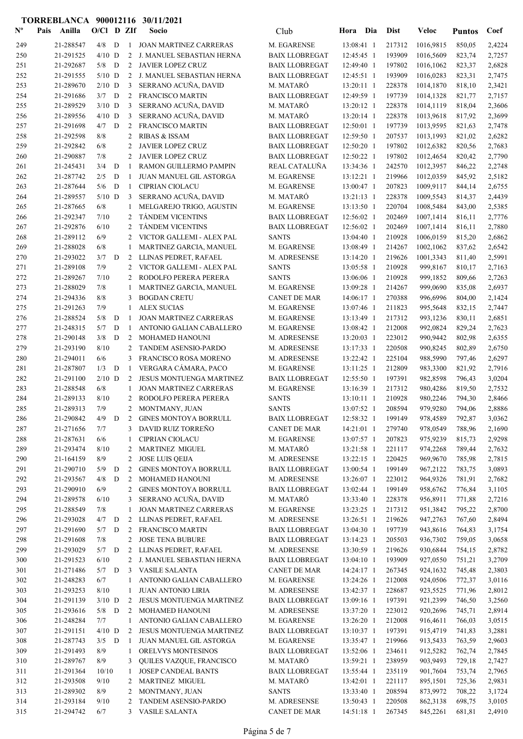**TORREBLANCA 900012116 30/11/2021**

| Nº | Pais | Anilla | O/Cl | D | ZIf | Socio | Club | Hora | Dia | Dist | Veloc | Puntos | Coef |
|---|---|---|---|---|---|---|---|---|---|---|---|---|---|
| 249 | | 21-288547 | 4/8 | D | 1 | JOAN MARTINEZ CARRERAS | M. EGARENSE | 13:08:41 | 1 | 217312 | 1016,9815 | 850,05 | 2,4224 |
| 250 | | 21-291525 | 4/10 | D | 2 | J. MANUEL SEBASTIAN HERNA | BAIX LLOBREGAT | 12:45:45 | 1 | 193909 | 1016,5609 | 823,74 | 2,7257 |
| 251 | | 21-292687 | 5/8 | D | 2 | JAVIER LOPEZ CRUZ | BAIX LLOBREGAT | 12:49:40 | 1 | 197802 | 1016,1062 | 823,37 | 2,6828 |
| 252 | | 21-291555 | 5/10 | D | 2 | J. MANUEL SEBASTIAN HERNA | BAIX LLOBREGAT | 12:45:51 | 1 | 193909 | 1016,0283 | 823,31 | 2,7475 |
| 253 | | 21-289670 | 2/10 | D | 3 | SERRANO ACUÑA, DAVID | M. MATARÓ | 13:20:11 | 1 | 228378 | 1014,1870 | 818,10 | 2,3421 |
| 254 | | 21-291686 | 3/7 | D | 2 | FRANCISCO MARTIN | BAIX LLOBREGAT | 12:49:59 | 1 | 197739 | 1014,1328 | 821,77 | 2,7157 |
| 255 | | 21-289529 | 3/10 | D | 3 | SERRANO ACUÑA, DAVID | M. MATARÓ | 13:20:12 | 1 | 228378 | 1014,1119 | 818,04 | 2,3606 |
| 256 | | 21-289556 | 4/10 | D | 3 | SERRANO ACUÑA, DAVID | M. MATARÓ | 13:20:14 | 1 | 228378 | 1013,9618 | 817,92 | 2,3699 |
| 257 | | 21-291698 | 4/7 | D | 2 | FRANCISCO MARTIN | BAIX LLOBREGAT | 12:50:01 | 1 | 197739 | 1013,9595 | 821,63 | 2,7478 |
| 258 | | 21-292598 | 8/8 | | 2 | RIBAS & ISSAM | BAIX LLOBREGAT | 12:59:50 | 1 | 207537 | 1013,1993 | 821,02 | 2,6282 |
| 259 | | 21-292842 | 6/8 | | 2 | JAVIER LOPEZ CRUZ | BAIX LLOBREGAT | 12:50:20 | 1 | 197802 | 1012,6382 | 820,56 | 2,7683 |
| 260 | | 21-290887 | 7/8 | | 2 | JAVIER LOPEZ CRUZ | BAIX LLOBREGAT | 12:50:22 | 1 | 197802 | 1012,4654 | 820,42 | 2,7790 |
| 261 | | 21-245431 | 3/4 | D | 1 | RAMON GUILLERMO PAMPIN | REAL CATALUÑA | 13:34:36 | 1 | 242570 | 1012,3957 | 846,22 | 2,2748 |
| 262 | | 21-287742 | 2/5 | D | 1 | JUAN MANUEL GIL ASTORGA | M. EGARENSE | 13:12:21 | 1 | 219966 | 1012,0359 | 845,92 | 2,5182 |
| 263 | | 21-287644 | 5/6 | D | 1 | CIPRIAN CIOLACU | M. EGARENSE | 13:00:47 | 1 | 207823 | 1009,9117 | 844,14 | 2,6755 |
| 264 | | 21-289557 | 5/10 | D | 3 | SERRANO ACUÑA, DAVID | M. MATARÓ | 13:21:13 | 1 | 228378 | 1009,5543 | 814,37 | 2,4439 |
| 265 | | 21-287665 | 6/8 | | 1 | MELGAREJO TRIGO, AGUSTIN | M. EGARENSE | 13:13:50 | 1 | 220704 | 1008,5484 | 843,00 | 2,5385 |
| 266 | | 21-292347 | 7/10 | | 2 | TÁNDEM VICENTINS | BAIX LLOBREGAT | 12:56:02 | 1 | 202469 | 1007,1414 | 816,11 | 2,7776 |
| 267 | | 21-292876 | 6/10 | | 2 | TÁNDEM VICENTINS | BAIX LLOBREGAT | 12:56:02 | 1 | 202469 | 1007,1414 | 816,11 | 2,7880 |
| 268 | | 21-289112 | 6/9 | | 2 | VICTOR GALLEMI - ALEX PAL | SANTS | 13:04:40 | 1 | 210928 | 1006,0159 | 815,20 | 2,6862 |
| 269 | | 21-288028 | 6/8 | | 1 | MARTINEZ GARCIA, MANUEL | M. EGARENSE | 13:08:49 | 1 | 214267 | 1002,1062 | 837,62 | 2,6542 |
| 270 | | 21-293022 | 3/7 | D | 2 | LLINAS PEDRET, RAFAEL | M. ADRESENSE | 13:14:20 | 1 | 219626 | 1001,3343 | 811,40 | 2,5991 |
| 271 | | 21-289108 | 7/9 | | 2 | VICTOR GALLEMI - ALEX PAL | SANTS | 13:05:58 | 1 | 210928 | 999,8167 | 810,17 | 2,7163 |
| 272 | | 21-289267 | 7/10 | | 2 | RODOLFO PERERA PERERA | SANTS | 13:06:06 | 1 | 210928 | 999,1852 | 809,66 | 2,7263 |
| 273 | | 21-288029 | 7/8 | | 1 | MARTINEZ GARCIA, MANUEL | M. EGARENSE | 13:09:28 | 1 | 214267 | 999,0690 | 835,08 | 2,6937 |
| 274 | | 21-294336 | 8/8 | | 3 | BOGDAN CRETU | CANET DE MAR | 14:06:17 | 1 | 270388 | 996,6996 | 804,00 | 2,1424 |
| 275 | | 21-291263 | 7/9 | | 1 | ALEX SUCIAS | M. EGARENSE | 13:07:46 | 1 | 211823 | 995,5648 | 832,15 | 2,7447 |
| 276 | | 21-288524 | 5/8 | D | 1 | JOAN MARTINEZ CARRERAS | M. EGARENSE | 13:13:49 | 1 | 217312 | 993,1236 | 830,11 | 2,6851 |
| 277 | | 21-248315 | 5/7 | D | 1 | ANTONIO GALIAN CABALLERO | M. EGARENSE | 13:08:42 | 1 | 212008 | 992,0824 | 829,24 | 2,7623 |
| 278 | | 21-290148 | 3/8 | D | 2 | MOHAMED HANOUNI | M. ADRESENSE | 13:20:03 | 1 | 223012 | 990,9442 | 802,98 | 2,6355 |
| 279 | | 21-293190 | 8/10 | | 2 | TANDEM ASENSIO-PARDO | M. ADRESENSE | 13:17:33 | 1 | 220508 | 990,8245 | 802,89 | 2,6750 |
| 280 | | 21-294011 | 6/6 | | 3 | FRANCISCO ROSA MORENO | M. ADRESENSE | 13:22:42 | 1 | 225104 | 988,5990 | 797,46 | 2,6297 |
| 281 | | 21-287807 | 1/3 | D | 1 | VERGARA CÁMARA, PACO | M. EGARENSE | 13:11:25 | 1 | 212809 | 983,3300 | 821,92 | 2,7916 |
| 282 | | 21-291100 | 2/10 | D | 2 | JESUS MONTUENGA MARTINEZ | BAIX LLOBREGAT | 12:55:50 | 1 | 197391 | 982,8598 | 796,43 | 3,0204 |
| 283 | | 21-288548 | 6/8 | | 1 | JOAN MARTINEZ CARRERAS | M. EGARENSE | 13:16:39 | 1 | 217312 | 980,4286 | 819,50 | 2,7532 |
| 284 | | 21-289133 | 8/10 | | 2 | RODOLFO PERERA PERERA | SANTS | 13:10:11 | 1 | 210928 | 980,2246 | 794,30 | 2,8466 |
| 285 | | 21-289313 | 7/9 | | 2 | MONTMANY, JUAN | SANTS | 13:07:52 | 1 | 208594 | 979,9280 | 794,06 | 2,8886 |
| 286 | | 21-290842 | 4/9 | D | 2 | GINES MONTOYA BORRULL | BAIX LLOBREGAT | 12:58:32 | 1 | 199149 | 978,4589 | 792,87 | 3,0362 |
| 287 | | 21-271656 | 7/7 | | 3 | DAVID RUIZ TORREÑO | CANET DE MAR | 14:21:01 | 1 | 279740 | 978,0549 | 788,96 | 2,1690 |
| 288 | | 21-287631 | 6/6 | | 1 | CIPRIAN CIOLACU | M. EGARENSE | 13:07:57 | 1 | 207823 | 975,9239 | 815,73 | 2,9298 |
| 289 | | 21-293474 | 8/10 | | 2 | MARTINEZ MIGUEL | M. MATARÓ | 13:21:58 | 1 | 221117 | 974,2268 | 789,44 | 2,7632 |
| 290 | | 21-164159 | 8/9 | | 2 | JOSE LUIS QEIJA | M. ADRESENSE | 13:22:15 | 1 | 220425 | 969,9670 | 785,98 | 2,7815 |
| 291 | | 21-290710 | 5/9 | D | 2 | GINES MONTOYA BORRULL | BAIX LLOBREGAT | 13:00:54 | 1 | 199149 | 967,2122 | 783,75 | 3,0893 |
| 292 | | 21-293567 | 4/8 | D | 2 | MOHAMED HANOUNI | M. ADRESENSE | 13:26:07 | 1 | 223012 | 964,9326 | 781,91 | 2,7682 |
| 293 | | 21-290910 | 6/9 | | 2 | GINES MONTOYA BORRULL | BAIX LLOBREGAT | 13:02:44 | 1 | 199149 | 958,6762 | 776,84 | 3,1105 |
| 294 | | 21-289578 | 6/10 | | 3 | SERRANO ACUÑA, DAVID | M. MATARÓ | 13:33:40 | 1 | 228378 | 956,8911 | 771,88 | 2,7216 |
| 295 | | 21-288549 | 7/8 | | 1 | JOAN MARTINEZ CARRERAS | M. EGARENSE | 13:23:25 | 1 | 217312 | 951,3842 | 795,22 | 2,8700 |
| 296 | | 21-293028 | 4/7 | D | 2 | LLINAS PEDRET, RAFAEL | M. ADRESENSE | 13:26:51 | 1 | 219626 | 947,2763 | 767,60 | 2,8494 |
| 297 | | 21-291690 | 5/7 | D | 2 | FRANCISCO MARTIN | BAIX LLOBREGAT | 13:04:30 | 1 | 197739 | 943,8616 | 764,83 | 3,1754 |
| 298 | | 21-291608 | 7/8 | | 2 | JOSE TENA BUBURE | BAIX LLOBREGAT | 13:14:23 | 1 | 205503 | 936,7302 | 759,05 | 3,0658 |
| 299 | | 21-293029 | 5/7 | D | 2 | LLINAS PEDRET, RAFAEL | M. ADRESENSE | 13:30:59 | 1 | 219626 | 930,6844 | 754,15 | 2,8782 |
| 300 | | 21-291523 | 6/10 | | 2 | J. MANUEL SEBASTIAN HERNA | BAIX LLOBREGAT | 13:04:10 | 1 | 193909 | 927,0550 | 751,21 | 3,2709 |
| 301 | | 21-271486 | 5/7 | D | 3 | VASILE SALANTA | CANET DE MAR | 14:24:17 | 1 | 267345 | 924,1632 | 745,48 | 2,3803 |
| 302 | | 21-248283 | 6/7 | | 1 | ANTONIO GALIAN CABALLERO | M. EGARENSE | 13:24:26 | 1 | 212008 | 924,0506 | 772,37 | 3,0116 |
| 303 | | 21-293253 | 8/10 | | 1 | JUAN ANTONIO LIRIA | M. ADRESENSE | 13:42:37 | 1 | 228687 | 923,5525 | 771,96 | 2,8012 |
| 304 | | 21-291139 | 3/10 | D | 2 | JESUS MONTUENGA MARTINEZ | BAIX LLOBREGAT | 13:09:16 | 1 | 197391 | 921,2399 | 746,50 | 3,2560 |
| 305 | | 21-293616 | 5/8 | D | 2 | MOHAMED HANOUNI | M. ADRESENSE | 13:37:20 | 1 | 223012 | 920,2696 | 745,71 | 2,8914 |
| 306 | | 21-248284 | 7/7 | | 1 | ANTONIO GALIAN CABALLERO | M. EGARENSE | 13:26:20 | 1 | 212008 | 916,4611 | 766,03 | 3,0515 |
| 307 | | 21-291151 | 4/10 | D | 2 | JESUS MONTUENGA MARTINEZ | BAIX LLOBREGAT | 13:10:37 | 1 | 197391 | 915,4719 | 741,83 | 3,2881 |
| 308 | | 21-287743 | 3/5 | D | 1 | JUAN MANUEL GIL ASTORGA | M. EGARENSE | 13:35:47 | 1 | 219966 | 913,5433 | 763,59 | 2,9603 |
| 309 | | 21-291493 | 8/9 | | 1 | ORELVYS MONTESINOS | BAIX LLOBREGAT | 13:52:06 | 1 | 234611 | 912,5282 | 762,74 | 2,7845 |
| 310 | | 21-289767 | 8/9 | | 3 | QUILES VAZQUE, FRANCISCO | M. MATARÓ | 13:59:21 | 1 | 238959 | 903,9493 | 729,18 | 2,7427 |
| 311 | | 21-291364 | 10/10 | | 1 | JOSEP CANDEAL BANTS | BAIX LLOBREGAT | 13:55:44 | 1 | 235119 | 901,7604 | 753,74 | 2,7965 |
| 312 | | 21-293508 | 9/10 | | 2 | MARTINEZ MIGUEL | M. MATARÓ | 13:42:01 | 1 | 221117 | 895,1501 | 725,36 | 2,9831 |
| 313 | | 21-289302 | 8/9 | | 2 | MONTMANY, JUAN | SANTS | 13:33:40 | 1 | 208594 | 873,9972 | 708,22 | 3,1724 |
| 314 | | 21-293184 | 9/10 | | 2 | TANDEM ASENSIO-PARDO | M. ADRESENSE | 13:50:43 | 1 | 220508 | 862,3138 | 698,75 | 3,0105 |
| 315 | | 21-294742 | 6/7 | | 3 | VASILE SALANTA | CANET DE MAR | 14:51:18 | 1 | 267345 | 845,2261 | 681,81 | 2,4910 |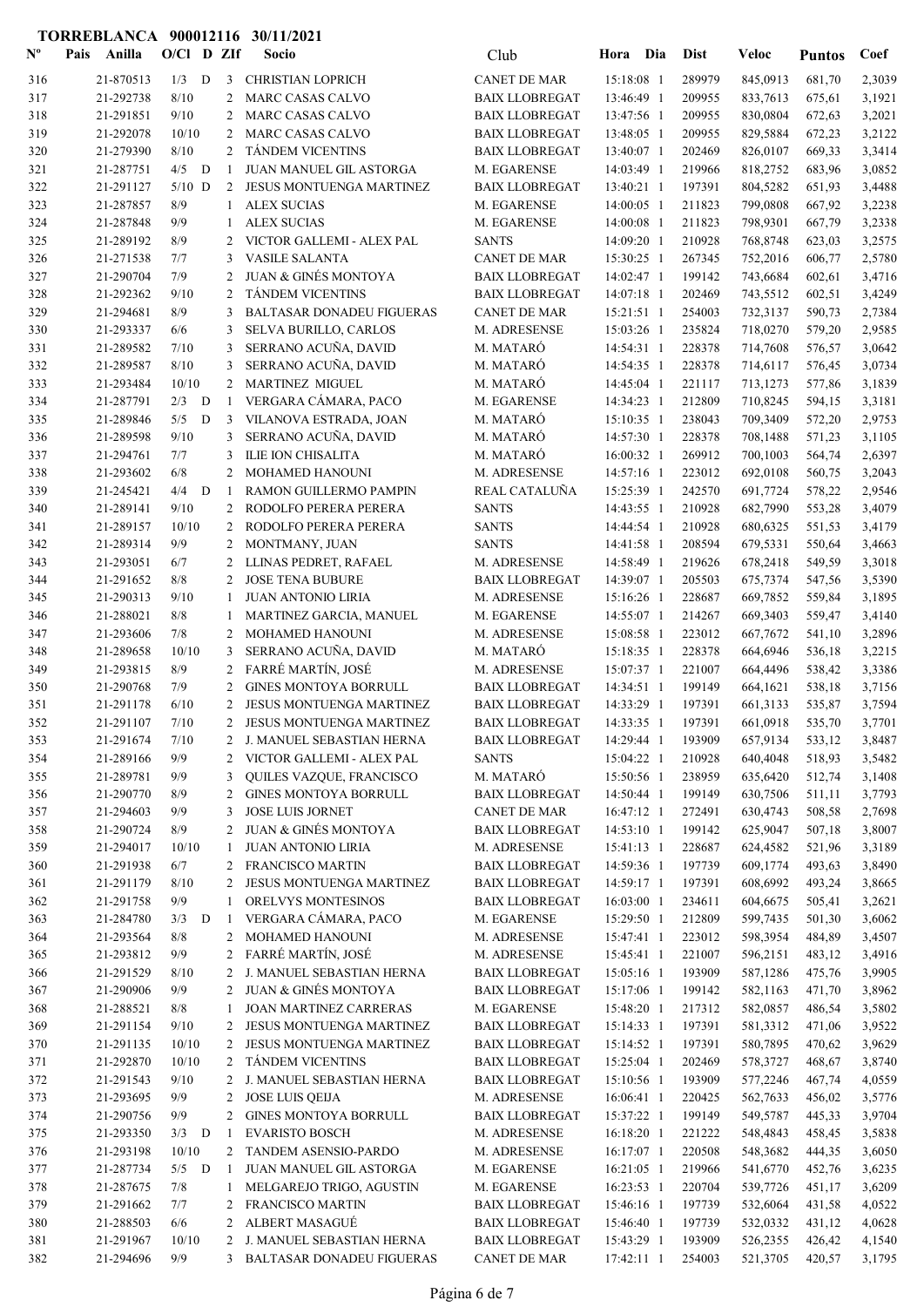**TORREBLANCA 900012116 30/11/2021**

| Nº | Pais | Anilla | O/Cl | D | ZIf | Socio | Club | Hora | Dia | Dist | Veloc | Puntos | Coef |
|---|---|---|---|---|---|---|---|---|---|---|---|---|---|
| 316 | | 21-870513 | 1/3 | D | 3 | CHRISTIAN LOPRICH | CANET DE MAR | 15:18:08 | 1 | 289979 | 845,0913 | 681,70 | 2,3039 |
| 317 | | 21-292738 | 8/10 | | 2 | MARC CASAS CALVO | BAIX LLOBREGAT | 13:46:49 | 1 | 209955 | 833,7613 | 675,61 | 3,1921 |
| 318 | | 21-291851 | 9/10 | | 2 | MARC CASAS CALVO | BAIX LLOBREGAT | 13:47:56 | 1 | 209955 | 830,0804 | 672,63 | 3,2021 |
| 319 | | 21-292078 | 10/10 | | 2 | MARC CASAS CALVO | BAIX LLOBREGAT | 13:48:05 | 1 | 209955 | 829,5884 | 672,23 | 3,2122 |
| 320 | | 21-279390 | 8/10 | | 2 | TÁNDEM VICENTINS | BAIX LLOBREGAT | 13:40:07 | 1 | 202469 | 826,0107 | 669,33 | 3,3414 |
| 321 | | 21-287751 | 4/5 | D | 1 | JUAN MANUEL GIL ASTORGA | M. EGARENSE | 14:03:49 | 1 | 219966 | 818,2752 | 683,96 | 3,0852 |
| 322 | | 21-291127 | 5/10 | D | 2 | JESUS MONTUENGA MARTINEZ | BAIX LLOBREGAT | 13:40:21 | 1 | 197391 | 804,5282 | 651,93 | 3,4488 |
| 323 | | 21-287857 | 8/9 | | 1 | ALEX SUCIAS | M. EGARENSE | 14:00:05 | 1 | 211823 | 799,0808 | 667,92 | 3,2238 |
| 324 | | 21-287848 | 9/9 | | 1 | ALEX SUCIAS | M. EGARENSE | 14:00:08 | 1 | 211823 | 798,9301 | 667,79 | 3,2338 |
| 325 | | 21-289192 | 8/9 | | 2 | VICTOR GALLEMI - ALEX PAL | SANTS | 14:09:20 | 1 | 210928 | 768,8748 | 623,03 | 3,2575 |
| 326 | | 21-271538 | 7/7 | | 3 | VASILE SALANTA | CANET DE MAR | 15:30:25 | 1 | 267345 | 752,2016 | 606,77 | 2,5780 |
| 327 | | 21-290704 | 7/9 | | 2 | JUAN & GINÉS MONTOYA | BAIX LLOBREGAT | 14:02:47 | 1 | 199142 | 743,6684 | 602,61 | 3,4716 |
| 328 | | 21-292362 | 9/10 | | 2 | TÁNDEM VICENTINS | BAIX LLOBREGAT | 14:07:18 | 1 | 202469 | 743,5512 | 602,51 | 3,4249 |
| 329 | | 21-294681 | 8/9 | | 3 | BALTASAR DONADEU FIGUERAS | CANET DE MAR | 15:21:51 | 1 | 254003 | 732,3137 | 590,73 | 2,7384 |
| 330 | | 21-293337 | 6/6 | | 3 | SELVA BURILLO, CARLOS | M. ADRESENSE | 15:03:26 | 1 | 235824 | 718,0270 | 579,20 | 2,9585 |
| 331 | | 21-289582 | 7/10 | | 3 | SERRANO ACUÑA, DAVID | M. MATARÓ | 14:54:31 | 1 | 228378 | 714,7608 | 576,57 | 3,0642 |
| 332 | | 21-289587 | 8/10 | | 3 | SERRANO ACUÑA, DAVID | M. MATARÓ | 14:54:35 | 1 | 228378 | 714,6117 | 576,45 | 3,0734 |
| 333 | | 21-293484 | 10/10 | | 2 | MARTINEZ MIGUEL | M. MATARÓ | 14:45:04 | 1 | 221117 | 713,1273 | 577,86 | 3,1839 |
| 334 | | 21-287791 | 2/3 | D | 1 | VERGARA CÁMARA, PACO | M. EGARENSE | 14:34:23 | 1 | 212809 | 710,8245 | 594,15 | 3,3181 |
| 335 | | 21-289846 | 5/5 | D | 3 | VILANOVA ESTRADA, JOAN | M. MATARÓ | 15:10:35 | 1 | 238043 | 709,3409 | 572,20 | 2,9753 |
| 336 | | 21-289598 | 9/10 | | 3 | SERRANO ACUÑA, DAVID | M. MATARÓ | 14:57:30 | 1 | 228378 | 708,1488 | 571,23 | 3,1105 |
| 337 | | 21-294761 | 7/7 | | 3 | ILIE ION CHISALITA | M. MATARÓ | 16:00:32 | 1 | 269912 | 700,1003 | 564,74 | 2,6397 |
| 338 | | 21-293602 | 6/8 | | 2 | MOHAMED HANOUNI | M. ADRESENSE | 14:57:16 | 1 | 223012 | 692,0108 | 560,75 | 3,2043 |
| 339 | | 21-245421 | 4/4 | D | 1 | RAMON GUILLERMO PAMPIN | REAL CATALUÑA | 15:25:39 | 1 | 242570 | 691,7724 | 578,22 | 2,9546 |
| 340 | | 21-289141 | 9/10 | | 2 | RODOLFO PERERA PERERA | SANTS | 14:43:55 | 1 | 210928 | 682,7990 | 553,28 | 3,4079 |
| 341 | | 21-289157 | 10/10 | | 2 | RODOLFO PERERA PERERA | SANTS | 14:44:54 | 1 | 210928 | 680,6325 | 551,53 | 3,4179 |
| 342 | | 21-289314 | 9/9 | | 2 | MONTMANY, JUAN | SANTS | 14:41:58 | 1 | 208594 | 679,5331 | 550,64 | 3,4663 |
| 343 | | 21-293051 | 6/7 | | 2 | LLINAS PEDRET, RAFAEL | M. ADRESENSE | 14:58:49 | 1 | 219626 | 678,2418 | 549,59 | 3,3018 |
| 344 | | 21-291652 | 8/8 | | 2 | JOSE TENA BUBURE | BAIX LLOBREGAT | 14:39:07 | 1 | 205503 | 675,7374 | 547,56 | 3,5390 |
| 345 | | 21-290313 | 9/10 | | 1 | JUAN ANTONIO LIRIA | M. ADRESENSE | 15:16:26 | 1 | 228687 | 669,7852 | 559,84 | 3,1895 |
| 346 | | 21-288021 | 8/8 | | 1 | MARTINEZ GARCIA, MANUEL | M. EGARENSE | 14:55:07 | 1 | 214267 | 669,3403 | 559,47 | 3,4140 |
| 347 | | 21-293606 | 7/8 | | 2 | MOHAMED HANOUNI | M. ADRESENSE | 15:08:58 | 1 | 223012 | 667,7672 | 541,10 | 3,2896 |
| 348 | | 21-289658 | 10/10 | | 3 | SERRANO ACUÑA, DAVID | M. MATARÓ | 15:18:35 | 1 | 228378 | 664,6946 | 536,18 | 3,2215 |
| 349 | | 21-293815 | 8/9 | | 2 | FARRÉ MARTÍN, JOSÉ | M. ADRESENSE | 15:07:37 | 1 | 221007 | 664,4496 | 538,42 | 3,3386 |
| 350 | | 21-290768 | 7/9 | | 2 | GINES MONTOYA BORRULL | BAIX LLOBREGAT | 14:34:51 | 1 | 199149 | 664,1621 | 538,18 | 3,7156 |
| 351 | | 21-291178 | 6/10 | | 2 | JESUS MONTUENGA MARTINEZ | BAIX LLOBREGAT | 14:33:29 | 1 | 197391 | 661,3133 | 535,87 | 3,7594 |
| 352 | | 21-291107 | 7/10 | | 2 | JESUS MONTUENGA MARTINEZ | BAIX LLOBREGAT | 14:33:35 | 1 | 197391 | 661,0918 | 535,70 | 3,7701 |
| 353 | | 21-291674 | 7/10 | | 2 | J. MANUEL SEBASTIAN HERNA | BAIX LLOBREGAT | 14:29:44 | 1 | 193909 | 657,9134 | 533,12 | 3,8487 |
| 354 | | 21-289166 | 9/9 | | 2 | VICTOR GALLEMI - ALEX PAL | SANTS | 15:04:22 | 1 | 210928 | 640,4048 | 518,93 | 3,5482 |
| 355 | | 21-289781 | 9/9 | | 3 | QUILES VAZQUE, FRANCISCO | M. MATARÓ | 15:50:56 | 1 | 238959 | 635,6420 | 512,74 | 3,1408 |
| 356 | | 21-290770 | 8/9 | | 2 | GINES MONTOYA BORRULL | BAIX LLOBREGAT | 14:50:44 | 1 | 199149 | 630,7506 | 511,11 | 3,7793 |
| 357 | | 21-294603 | 9/9 | | 3 | JOSE LUIS JORNET | CANET DE MAR | 16:47:12 | 1 | 272491 | 630,4743 | 508,58 | 2,7698 |
| 358 | | 21-290724 | 8/9 | | 2 | JUAN & GINÉS MONTOYA | BAIX LLOBREGAT | 14:53:10 | 1 | 199142 | 625,9047 | 507,18 | 3,8007 |
| 359 | | 21-294017 | 10/10 | | 1 | JUAN ANTONIO LIRIA | M. ADRESENSE | 15:41:13 | 1 | 228687 | 624,4582 | 521,96 | 3,3189 |
| 360 | | 21-291938 | 6/7 | | 2 | FRANCISCO MARTIN | BAIX LLOBREGAT | 14:59:36 | 1 | 197739 | 609,1774 | 493,63 | 3,8490 |
| 361 | | 21-291179 | 8/10 | | 2 | JESUS MONTUENGA MARTINEZ | BAIX LLOBREGAT | 14:59:17 | 1 | 197391 | 608,6992 | 493,24 | 3,8665 |
| 362 | | 21-291758 | 9/9 | | 1 | ORELVYS MONTESINOS | BAIX LLOBREGAT | 16:03:00 | 1 | 234611 | 604,6675 | 505,41 | 3,2621 |
| 363 | | 21-284780 | 3/3 | D | 1 | VERGARA CÁMARA, PACO | M. EGARENSE | 15:29:50 | 1 | 212809 | 599,7435 | 501,30 | 3,6062 |
| 364 | | 21-293564 | 8/8 | | 2 | MOHAMED HANOUNI | M. ADRESENSE | 15:47:41 | 1 | 223012 | 598,3954 | 484,89 | 3,4507 |
| 365 | | 21-293812 | 9/9 | | 2 | FARRÉ MARTÍN, JOSÉ | M. ADRESENSE | 15:45:41 | 1 | 221007 | 596,2151 | 483,12 | 3,4916 |
| 366 | | 21-291529 | 8/10 | | 2 | J. MANUEL SEBASTIAN HERNA | BAIX LLOBREGAT | 15:05:16 | 1 | 193909 | 587,1286 | 475,76 | 3,9905 |
| 367 | | 21-290906 | 9/9 | | 2 | JUAN & GINÉS MONTOYA | BAIX LLOBREGAT | 15:17:06 | 1 | 199142 | 582,1163 | 471,70 | 3,8962 |
| 368 | | 21-288521 | 8/8 | | 1 | JOAN MARTINEZ CARRERAS | M. EGARENSE | 15:48:20 | 1 | 217312 | 582,0857 | 486,54 | 3,5802 |
| 369 | | 21-291154 | 9/10 | | 2 | JESUS MONTUENGA MARTINEZ | BAIX LLOBREGAT | 15:14:33 | 1 | 197391 | 581,3312 | 471,06 | 3,9522 |
| 370 | | 21-291135 | 10/10 | | 2 | JESUS MONTUENGA MARTINEZ | BAIX LLOBREGAT | 15:14:52 | 1 | 197391 | 580,7895 | 470,62 | 3,9629 |
| 371 | | 21-292870 | 10/10 | | 2 | TÁNDEM VICENTINS | BAIX LLOBREGAT | 15:25:04 | 1 | 202469 | 578,3727 | 468,67 | 3,8740 |
| 372 | | 21-291543 | 9/10 | | 2 | J. MANUEL SEBASTIAN HERNA | BAIX LLOBREGAT | 15:10:56 | 1 | 193909 | 577,2246 | 467,74 | 4,0559 |
| 373 | | 21-293695 | 9/9 | | 2 | JOSE LUIS QEIJA | M. ADRESENSE | 16:06:41 | 1 | 220425 | 562,7633 | 456,02 | 3,5776 |
| 374 | | 21-290756 | 9/9 | | 2 | GINES MONTOYA BORRULL | BAIX LLOBREGAT | 15:37:22 | 1 | 199149 | 549,5787 | 445,33 | 3,9704 |
| 375 | | 21-293350 | 3/3 | D | 1 | EVARISTO BOSCH | M. ADRESENSE | 16:18:20 | 1 | 221222 | 548,4843 | 458,45 | 3,5838 |
| 376 | | 21-293198 | 10/10 | | 2 | TANDEM ASENSIO-PARDO | M. ADRESENSE | 16:17:07 | 1 | 220508 | 548,3682 | 444,35 | 3,6050 |
| 377 | | 21-287734 | 5/5 | D | 1 | JUAN MANUEL GIL ASTORGA | M. EGARENSE | 16:21:05 | 1 | 219966 | 541,6770 | 452,76 | 3,6235 |
| 378 | | 21-287675 | 7/8 | | 1 | MELGAREJO TRIGO, AGUSTIN | M. EGARENSE | 16:23:53 | 1 | 220704 | 539,7726 | 451,17 | 3,6209 |
| 379 | | 21-291662 | 7/7 | | 2 | FRANCISCO MARTIN | BAIX LLOBREGAT | 15:46:16 | 1 | 197739 | 532,6064 | 431,58 | 4,0522 |
| 380 | | 21-288503 | 6/6 | | 2 | ALBERT MASAGUÉ | BAIX LLOBREGAT | 15:46:40 | 1 | 197739 | 532,0332 | 431,12 | 4,0628 |
| 381 | | 21-291967 | 10/10 | | 2 | J. MANUEL SEBASTIAN HERNA | BAIX LLOBREGAT | 15:43:29 | 1 | 193909 | 526,2355 | 426,42 | 4,1540 |
| 382 | | 21-294696 | 9/9 | | 3 | BALTASAR DONADEU FIGUERAS | CANET DE MAR | 17:42:11 | 1 | 254003 | 521,3705 | 420,57 | 3,1795 |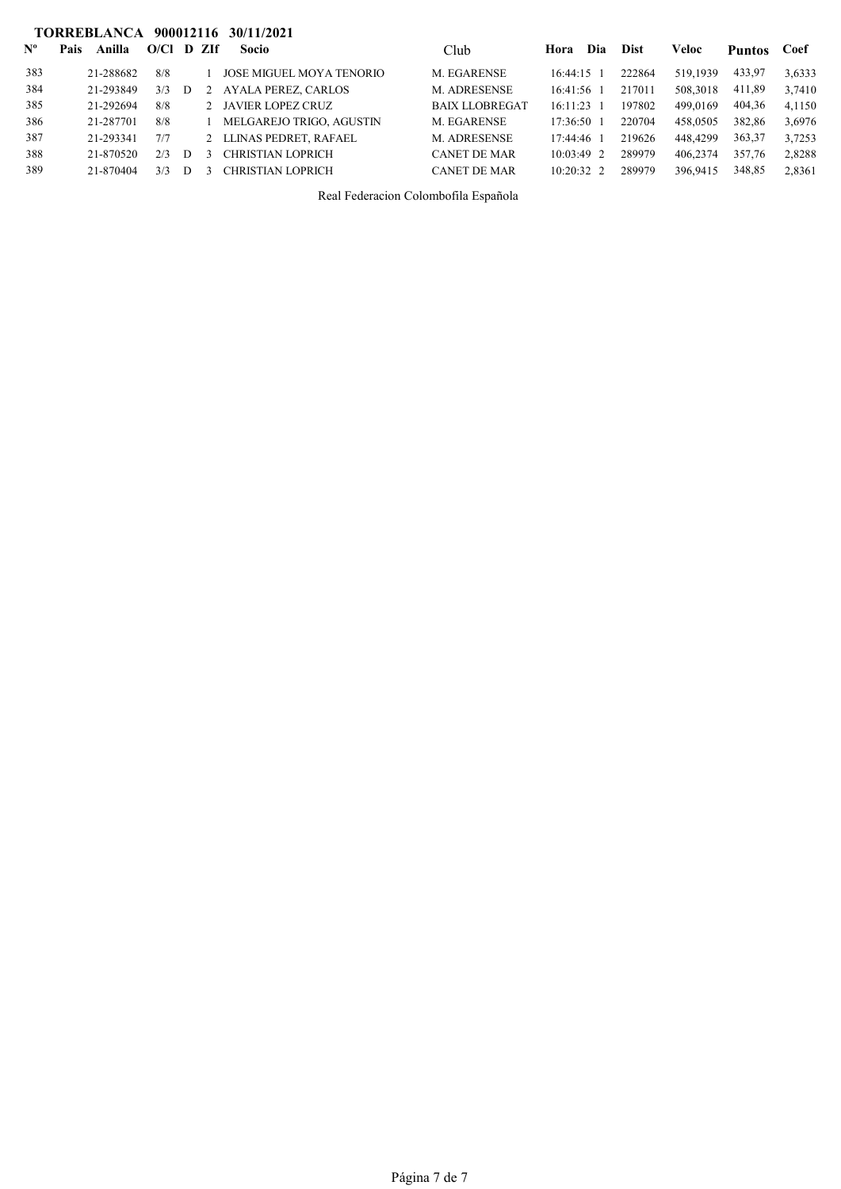**TORREBLANCA 900012116 30/11/2021**

| Nº | Pais | Anilla | O/Cl | D | ZIf | Socio | Club | Hora | Dia | Dist | Veloc | Puntos | Coef |
|---|---|---|---|---|---|---|---|---|---|---|---|---|---|
| 383 | | 21-288682 | 8/8 | | 1 | JOSE MIGUEL MOYA TENORIO | M. EGARENSE | 16:44:15 | 1 | 222864 | 519,1939 | 433,97 | 3,6333 |
| 384 | | 21-293849 | 3/3 | D | 2 | AYALA PEREZ, CARLOS | M. ADRESENSE | 16:41:56 | 1 | 217011 | 508,3018 | 411,89 | 3,7410 |
| 385 | | 21-292694 | 8/8 | | 2 | JAVIER LOPEZ CRUZ | BAIX LLOBREGAT | 16:11:23 | 1 | 197802 | 499,0169 | 404,36 | 4,1150 |
| 386 | | 21-287701 | 8/8 | | 1 | MELGAREJO TRIGO, AGUSTIN | M. EGARENSE | 17:36:50 | 1 | 220704 | 458,0505 | 382,86 | 3,6976 |
| 387 | | 21-293341 | 7/7 | | 2 | LLINAS PEDRET, RAFAEL | M. ADRESENSE | 17:44:46 | 1 | 219626 | 448,4299 | 363,37 | 3,7253 |
| 388 | | 21-870520 | 2/3 | D | 3 | CHRISTIAN LOPRICH | CANET DE MAR | 10:03:49 | 2 | 289979 | 406,2374 | 357,76 | 2,8288 |
| 389 | | 21-870404 | 3/3 | D | 3 | CHRISTIAN LOPRICH | CANET DE MAR | 10:20:32 | 2 | 289979 | 396,9415 | 348,85 | 2,8361 |

Real Federacion Colombofila Española